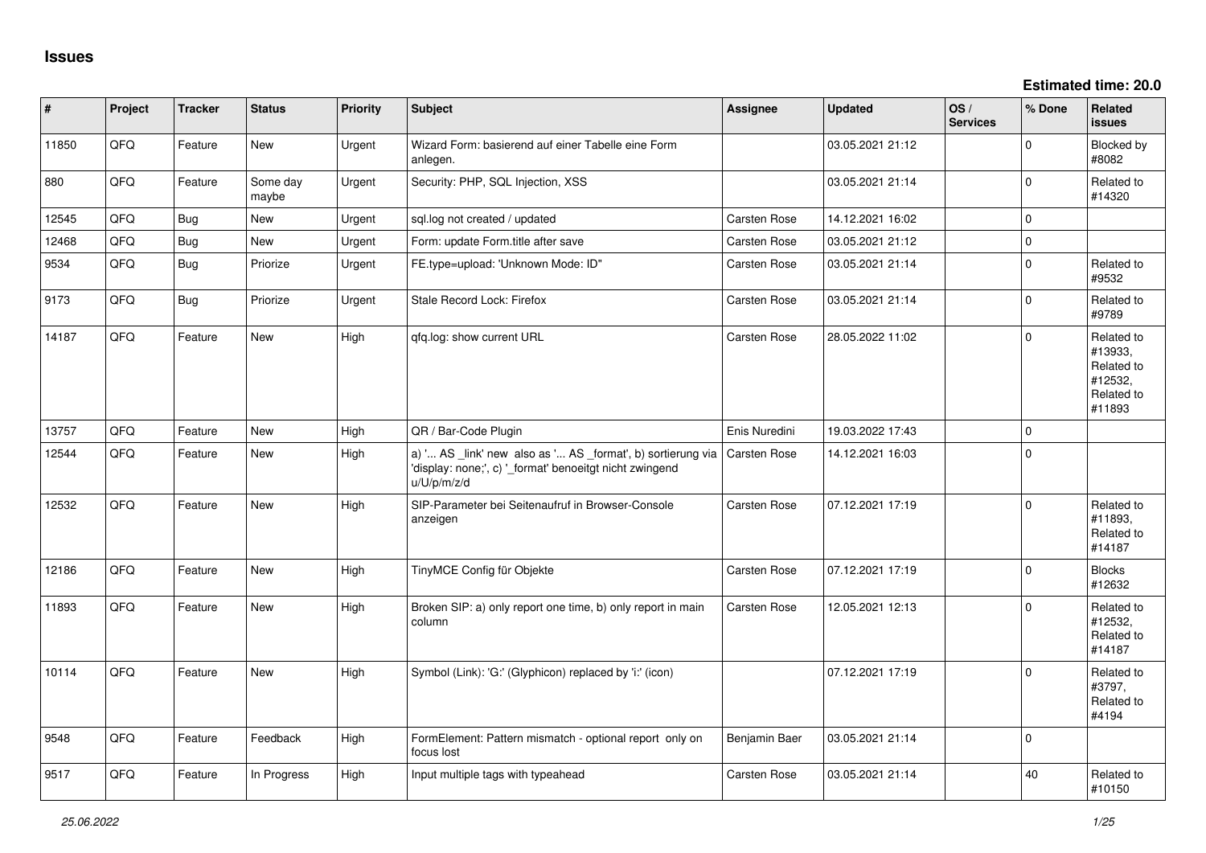# Issues

**Estimated time: 20.0**

| # | Project | Tracker | Status | Priority | Subject | Assignee | Updated | OS / Services | % Done | Related issues |
|---|---|---|---|---|---|---|---|---|---|---|
| 11850 | QFQ | Feature | New | Urgent | Wizard Form: basierend auf einer Tabelle eine Form anlegen. | | 03.05.2021 21:12 | | 0 | Blocked by #8082 |
| 880 | QFQ | Feature | Some day maybe | Urgent | Security: PHP, SQL Injection, XSS | | 03.05.2021 21:14 | | 0 | Related to #14320 |
| 12545 | QFQ | Bug | New | Urgent | sql.log not created / updated | Carsten Rose | 14.12.2021 16:02 | | 0 | |
| 12468 | QFQ | Bug | New | Urgent | Form: update Form.title after save | Carsten Rose | 03.05.2021 21:12 | | 0 | |
| 9534 | QFQ | Bug | Priorize | Urgent | FE.type=upload: 'Unknown Mode: ID" | Carsten Rose | 03.05.2021 21:14 | | 0 | Related to #9532 |
| 9173 | QFQ | Bug | Priorize | Urgent | Stale Record Lock: Firefox | Carsten Rose | 03.05.2021 21:14 | | 0 | Related to #9789 |
| 14187 | QFQ | Feature | New | High | qfq.log: show current URL | Carsten Rose | 28.05.2022 11:02 | | 0 | Related to #13933, Related to #12532, Related to #11893 |
| 13757 | QFQ | Feature | New | High | QR / Bar-Code Plugin | Enis Nuredini | 19.03.2022 17:43 | | 0 | |
| 12544 | QFQ | Feature | New | High | a) '... AS _link' new also as '... AS _format', b) sortierung via 'display: none;', c) '_format' benoeitgt nicht zwingend u/U/p/m/z/d | Carsten Rose | 14.12.2021 16:03 | | 0 | |
| 12532 | QFQ | Feature | New | High | SIP-Parameter bei Seitenaufruf in Browser-Console anzeigen | Carsten Rose | 07.12.2021 17:19 | | 0 | Related to #11893, Related to #14187 |
| 12186 | QFQ | Feature | New | High | TinyMCE Config für Objekte | Carsten Rose | 07.12.2021 17:19 | | 0 | Blocks #12632 |
| 11893 | QFQ | Feature | New | High | Broken SIP: a) only report one time, b) only report in main column | Carsten Rose | 12.05.2021 12:13 | | 0 | Related to #12532, Related to #14187 |
| 10114 | QFQ | Feature | New | High | Symbol (Link): 'G:' (Glyphicon) replaced by 'i:' (icon) | | 07.12.2021 17:19 | | 0 | Related to #3797, Related to #4194 |
| 9548 | QFQ | Feature | Feedback | High | FormElement: Pattern mismatch - optional report only on focus lost | Benjamin Baer | 03.05.2021 21:14 | | 0 | |
| 9517 | QFQ | Feature | In Progress | High | Input multiple tags with typeahead | Carsten Rose | 03.05.2021 21:14 | | 40 | Related to #10150 |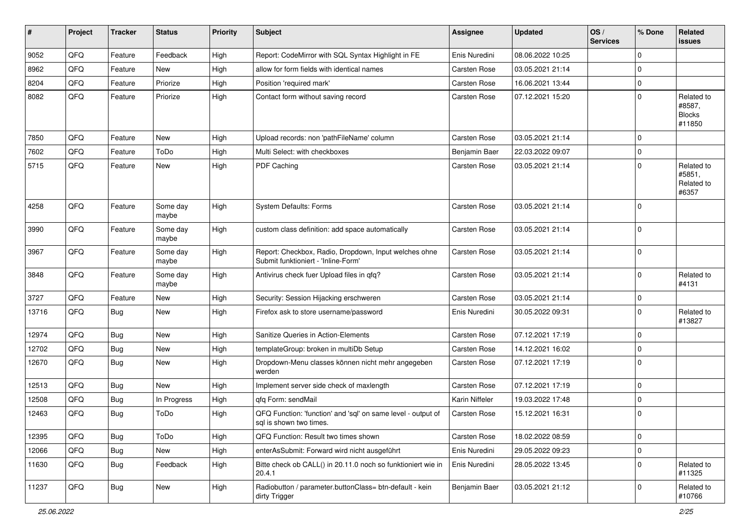| # | Project | Tracker | Status | Priority | Subject | Assignee | Updated | OS / Services | % Done | Related issues |
|---|---|---|---|---|---|---|---|---|---|---|
| 9052 | QFQ | Feature | Feedback | High | Report: CodeMirror with SQL Syntax Highlight in FE | Enis Nuredini | 08.06.2022 10:25 | | 0 | |
| 8962 | QFQ | Feature | New | High | allow for form fields with identical names | Carsten Rose | 03.05.2021 21:14 | | 0 | |
| 8204 | QFQ | Feature | Priorize | High | Position 'required mark' | Carsten Rose | 16.06.2021 13:44 | | 0 | |
| 8082 | QFQ | Feature | Priorize | High | Contact form without saving record | Carsten Rose | 07.12.2021 15:20 | | 0 | Related to #8587, Blocks #11850 |
| 7850 | QFQ | Feature | New | High | Upload records: non 'pathFileName' column | Carsten Rose | 03.05.2021 21:14 | | 0 | |
| 7602 | QFQ | Feature | ToDo | High | Multi Select: with checkboxes | Benjamin Baer | 22.03.2022 09:07 | | 0 | |
| 5715 | QFQ | Feature | New | High | PDF Caching | Carsten Rose | 03.05.2021 21:14 | | 0 | Related to #5851, Related to #6357 |
| 4258 | QFQ | Feature | Some day maybe | High | System Defaults: Forms | Carsten Rose | 03.05.2021 21:14 | | 0 | |
| 3990 | QFQ | Feature | Some day maybe | High | custom class definition: add space automatically | Carsten Rose | 03.05.2021 21:14 | | 0 | |
| 3967 | QFQ | Feature | Some day maybe | High | Report: Checkbox, Radio, Dropdown, Input welches ohne Submit funktioniert - 'Inline-Form' | Carsten Rose | 03.05.2021 21:14 | | 0 | |
| 3848 | QFQ | Feature | Some day maybe | High | Antivirus check fuer Upload files in qfq? | Carsten Rose | 03.05.2021 21:14 | | 0 | Related to #4131 |
| 3727 | QFQ | Feature | New | High | Security: Session Hijacking erschweren | Carsten Rose | 03.05.2021 21:14 | | 0 | |
| 13716 | QFQ | Bug | New | High | Firefox ask to store username/password | Enis Nuredini | 30.05.2022 09:31 | | 0 | Related to #13827 |
| 12974 | QFQ | Bug | New | High | Sanitize Queries in Action-Elements | Carsten Rose | 07.12.2021 17:19 | | 0 | |
| 12702 | QFQ | Bug | New | High | templateGroup: broken in multiDb Setup | Carsten Rose | 14.12.2021 16:02 | | 0 | |
| 12670 | QFQ | Bug | New | High | Dropdown-Menu classes können nicht mehr angegeben werden | Carsten Rose | 07.12.2021 17:19 | | 0 | |
| 12513 | QFQ | Bug | New | High | Implement server side check of maxlength | Carsten Rose | 07.12.2021 17:19 | | 0 | |
| 12508 | QFQ | Bug | In Progress | High | qfq Form: sendMail | Karin Niffeler | 19.03.2022 17:48 | | 0 | |
| 12463 | QFQ | Bug | ToDo | High | QFQ Function: 'function' and 'sql' on same level - output of sql is shown two times. | Carsten Rose | 15.12.2021 16:31 | | 0 | |
| 12395 | QFQ | Bug | ToDo | High | QFQ Function: Result two times shown | Carsten Rose | 18.02.2022 08:59 | | 0 | |
| 12066 | QFQ | Bug | New | High | enterAsSubmit: Forward wird nicht ausgeführt | Enis Nuredini | 29.05.2022 09:23 | | 0 | |
| 11630 | QFQ | Bug | Feedback | High | Bitte check ob CALL() in 20.11.0 noch so funktioniert wie in 20.4.1 | Enis Nuredini | 28.05.2022 13:45 | | 0 | Related to #11325 |
| 11237 | QFQ | Bug | New | High | Radiobutton / parameter.buttonClass= btn-default - kein dirty Trigger | Benjamin Baer | 03.05.2021 21:12 | | 0 | Related to #10766 |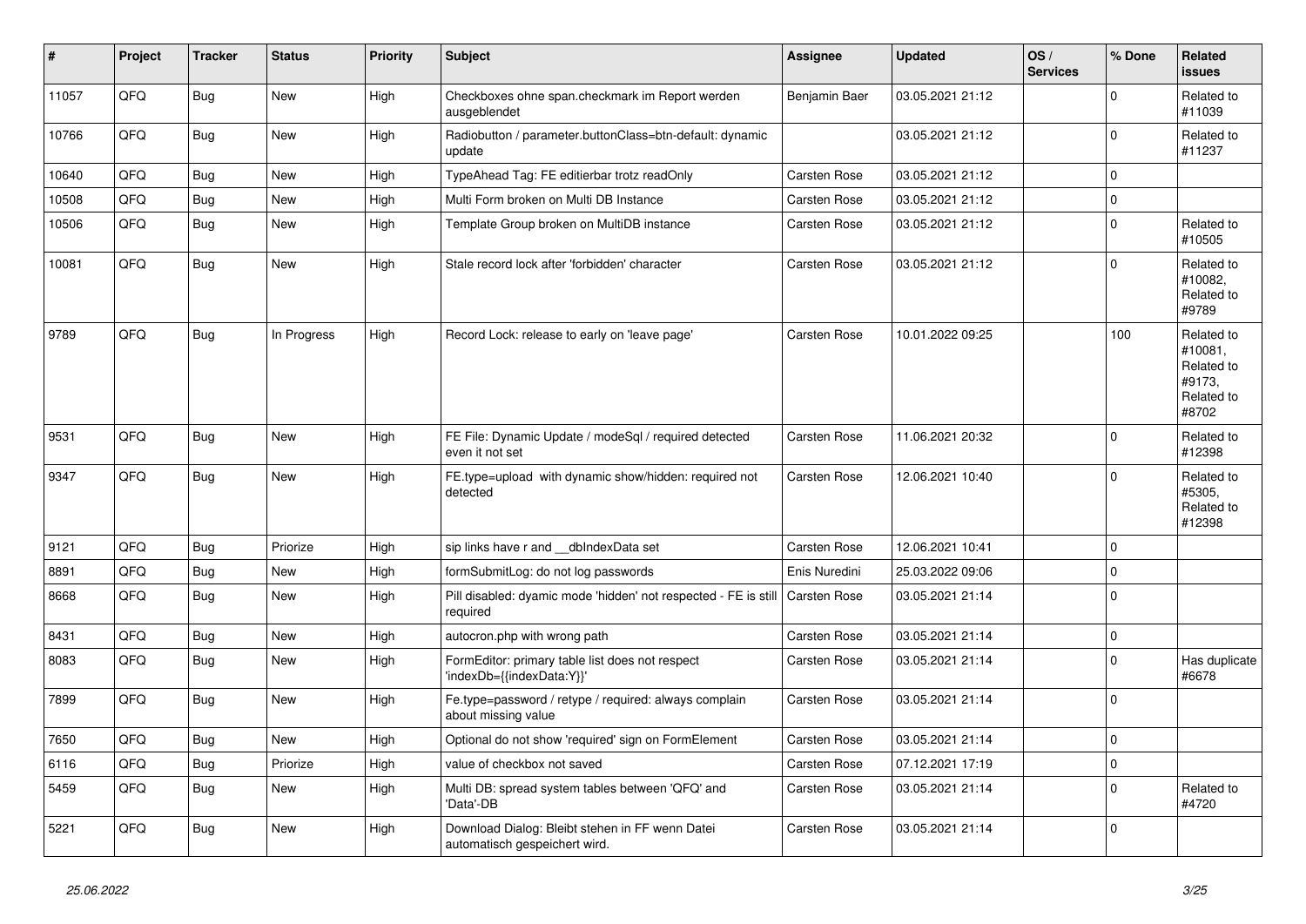| # | Project | Tracker | Status | Priority | Subject | Assignee | Updated | OS / Services | % Done | Related issues |
|---|---|---|---|---|---|---|---|---|---|---|
| 11057 | QFQ | Bug | New | High | Checkboxes ohne span.checkmark im Report werden ausgeblendet | Benjamin Baer | 03.05.2021 21:12 | | 0 | Related to #11039 |
| 10766 | QFQ | Bug | New | High | Radiobutton / parameter.buttonClass=btn-default: dynamic update | | 03.05.2021 21:12 | | 0 | Related to #11237 |
| 10640 | QFQ | Bug | New | High | TypeAhead Tag: FE editierbar trotz readOnly | Carsten Rose | 03.05.2021 21:12 | | 0 | |
| 10508 | QFQ | Bug | New | High | Multi Form broken on Multi DB Instance | Carsten Rose | 03.05.2021 21:12 | | 0 | |
| 10506 | QFQ | Bug | New | High | Template Group broken on MultiDB instance | Carsten Rose | 03.05.2021 21:12 | | 0 | Related to #10505 |
| 10081 | QFQ | Bug | New | High | Stale record lock after 'forbidden' character | Carsten Rose | 03.05.2021 21:12 | | 0 | Related to #10082, Related to #9789 |
| 9789 | QFQ | Bug | In Progress | High | Record Lock: release to early on 'leave page' | Carsten Rose | 10.01.2022 09:25 | | 100 | Related to #10081, Related to #9173, Related to #8702 |
| 9531 | QFQ | Bug | New | High | FE File: Dynamic Update / modeSql / required detected even it not set | Carsten Rose | 11.06.2021 20:32 | | 0 | Related to #12398 |
| 9347 | QFQ | Bug | New | High | FE.type=upload with dynamic show/hidden: required not detected | Carsten Rose | 12.06.2021 10:40 | | 0 | Related to #5305, Related to #12398 |
| 9121 | QFQ | Bug | Priorize | High | sip links have r and __dbIndexData set | Carsten Rose | 12.06.2021 10:41 | | 0 | |
| 8891 | QFQ | Bug | New | High | formSubmitLog: do not log passwords | Enis Nuredini | 25.03.2022 09:06 | | 0 | |
| 8668 | QFQ | Bug | New | High | Pill disabled: dyamic mode 'hidden' not respected - FE is still required | Carsten Rose | 03.05.2021 21:14 | | 0 | |
| 8431 | QFQ | Bug | New | High | autocron.php with wrong path | Carsten Rose | 03.05.2021 21:14 | | 0 | |
| 8083 | QFQ | Bug | New | High | FormEditor: primary table list does not respect 'indexDb={{indexData:Y}}' | Carsten Rose | 03.05.2021 21:14 | | 0 | Has duplicate #6678 |
| 7899 | QFQ | Bug | New | High | Fe.type=password / retype / required: always complain about missing value | Carsten Rose | 03.05.2021 21:14 | | 0 | |
| 7650 | QFQ | Bug | New | High | Optional do not show 'required' sign on FormElement | Carsten Rose | 03.05.2021 21:14 | | 0 | |
| 6116 | QFQ | Bug | Priorize | High | value of checkbox not saved | Carsten Rose | 07.12.2021 17:19 | | 0 | |
| 5459 | QFQ | Bug | New | High | Multi DB: spread system tables between 'QFQ' and 'Data'-DB | Carsten Rose | 03.05.2021 21:14 | | 0 | Related to #4720 |
| 5221 | QFQ | Bug | New | High | Download Dialog: Bleibt stehen in FF wenn Datei automatisch gespeichert wird. | Carsten Rose | 03.05.2021 21:14 | | 0 | |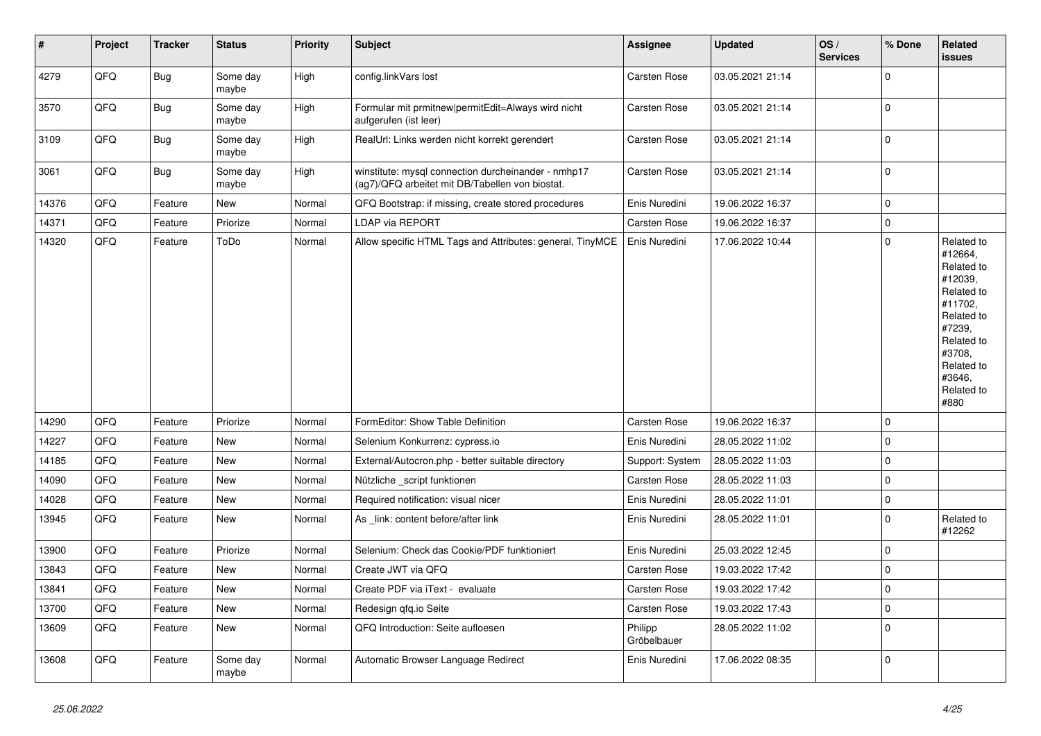| # | Project | Tracker | Status | Priority | Subject | Assignee | Updated | OS / Services | % Done | Related issues |
|---|---|---|---|---|---|---|---|---|---|---|
| 4279 | QFQ | Bug | Some day maybe | High | config.linkVars lost | Carsten Rose | 03.05.2021 21:14 | | 0 | |
| 3570 | QFQ | Bug | Some day maybe | High | Formular mit prmitnew\|permitEdit=Always wird nicht aufgerufen (ist leer) | Carsten Rose | 03.05.2021 21:14 | | 0 | |
| 3109 | QFQ | Bug | Some day maybe | High | RealUrl: Links werden nicht korrekt gerendert | Carsten Rose | 03.05.2021 21:14 | | 0 | |
| 3061 | QFQ | Bug | Some day maybe | High | winstitute: mysql connection durcheinander - nmhp17 (ag7)/QFQ arbeitet mit DB/Tabellen von biostat. | Carsten Rose | 03.05.2021 21:14 | | 0 | |
| 14376 | QFQ | Feature | New | Normal | QFQ Bootstrap: if missing, create stored procedures | Enis Nuredini | 19.06.2022 16:37 | | 0 | |
| 14371 | QFQ | Feature | Priorize | Normal | LDAP via REPORT | Carsten Rose | 19.06.2022 16:37 | | 0 | |
| 14320 | QFQ | Feature | ToDo | Normal | Allow specific HTML Tags and Attributes: general, TinyMCE | Enis Nuredini | 17.06.2022 10:44 | | 0 | Related to #12664, Related to #12039, Related to #11702, Related to #7239, Related to #3708, Related to #3646, Related to #880 |
| 14290 | QFQ | Feature | Priorize | Normal | FormEditor: Show Table Definition | Carsten Rose | 19.06.2022 16:37 | | 0 | |
| 14227 | QFQ | Feature | New | Normal | Selenium Konkurrenz: cypress.io | Enis Nuredini | 28.05.2022 11:02 | | 0 | |
| 14185 | QFQ | Feature | New | Normal | External/Autocron.php - better suitable directory | Support: System | 28.05.2022 11:03 | | 0 | |
| 14090 | QFQ | Feature | New | Normal | Nützliche _script funktionen | Carsten Rose | 28.05.2022 11:03 | | 0 | |
| 14028 | QFQ | Feature | New | Normal | Required notification: visual nicer | Enis Nuredini | 28.05.2022 11:01 | | 0 | |
| 13945 | QFQ | Feature | New | Normal | As _link: content before/after link | Enis Nuredini | 28.05.2022 11:01 | | 0 | Related to #12262 |
| 13900 | QFQ | Feature | Priorize | Normal | Selenium: Check das Cookie/PDF funktioniert | Enis Nuredini | 25.03.2022 12:45 | | 0 | |
| 13843 | QFQ | Feature | New | Normal | Create JWT via QFQ | Carsten Rose | 19.03.2022 17:42 | | 0 | |
| 13841 | QFQ | Feature | New | Normal | Create PDF via iText - evaluate | Carsten Rose | 19.03.2022 17:42 | | 0 | |
| 13700 | QFQ | Feature | New | Normal | Redesign qfq.io Seite | Carsten Rose | 19.03.2022 17:43 | | 0 | |
| 13609 | QFQ | Feature | New | Normal | QFQ Introduction: Seite aufloesen | Philipp Gröbelbauer | 28.05.2022 11:02 | | 0 | |
| 13608 | QFQ | Feature | Some day maybe | Normal | Automatic Browser Language Redirect | Enis Nuredini | 17.06.2022 08:35 | | 0 | |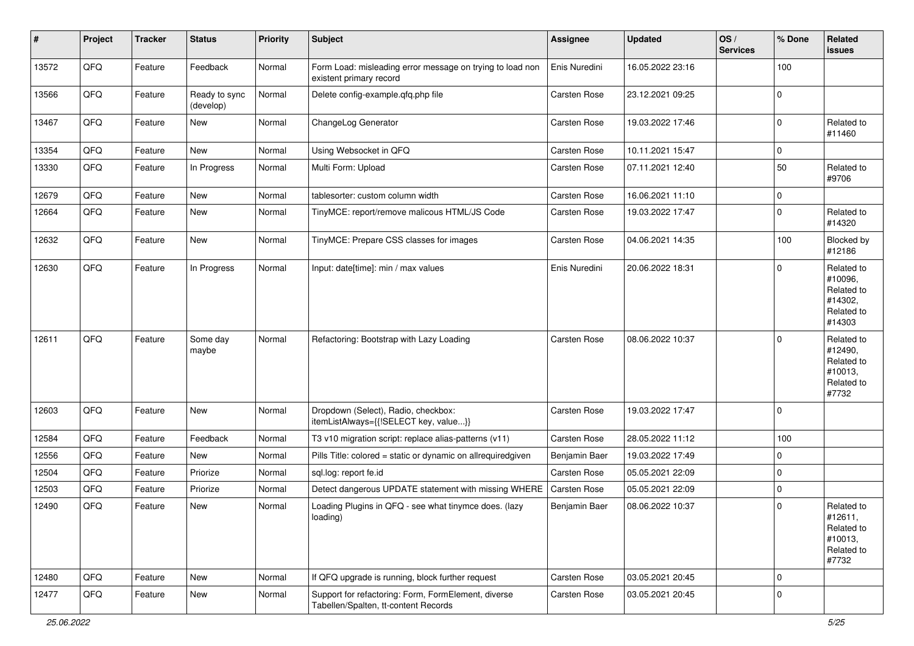| # | Project | Tracker | Status | Priority | Subject | Assignee | Updated | OS / Services | % Done | Related issues |
|---|---|---|---|---|---|---|---|---|---|---|
| 13572 | QFQ | Feature | Feedback | Normal | Form Load: misleading error message on trying to load non existent primary record | Enis Nuredini | 16.05.2022 23:16 | | 100 | |
| 13566 | QFQ | Feature | Ready to sync (develop) | Normal | Delete config-example.qfq.php file | Carsten Rose | 23.12.2021 09:25 | | 0 | |
| 13467 | QFQ | Feature | New | Normal | ChangeLog Generator | Carsten Rose | 19.03.2022 17:46 | | 0 | Related to #11460 |
| 13354 | QFQ | Feature | New | Normal | Using Websocket in QFQ | Carsten Rose | 10.11.2021 15:47 | | 0 | |
| 13330 | QFQ | Feature | In Progress | Normal | Multi Form: Upload | Carsten Rose | 07.11.2021 12:40 | | 50 | Related to #9706 |
| 12679 | QFQ | Feature | New | Normal | tablesorter: custom column width | Carsten Rose | 16.06.2021 11:10 | | 0 | |
| 12664 | QFQ | Feature | New | Normal | TinyMCE: report/remove malicous HTML/JS Code | Carsten Rose | 19.03.2022 17:47 | | 0 | Related to #14320 |
| 12632 | QFQ | Feature | New | Normal | TinyMCE: Prepare CSS classes for images | Carsten Rose | 04.06.2021 14:35 | | 100 | Blocked by #12186 |
| 12630 | QFQ | Feature | In Progress | Normal | Input: date[time]: min / max values | Enis Nuredini | 20.06.2022 18:31 | | 0 | Related to #10096, Related to #14302, Related to #14303 |
| 12611 | QFQ | Feature | Some day maybe | Normal | Refactoring: Bootstrap with Lazy Loading | Carsten Rose | 08.06.2022 10:37 | | 0 | Related to #12490, Related to #10013, Related to #7732 |
| 12603 | QFQ | Feature | New | Normal | Dropdown (Select), Radio, checkbox: itemListAlways={{!SELECT key, value...}} | Carsten Rose | 19.03.2022 17:47 | | 0 | |
| 12584 | QFQ | Feature | Feedback | Normal | T3 v10 migration script: replace alias-patterns (v11) | Carsten Rose | 28.05.2022 11:12 | | 100 | |
| 12556 | QFQ | Feature | New | Normal | Pills Title: colored = static or dynamic on allrequiredgiven | Benjamin Baer | 19.03.2022 17:49 | | 0 | |
| 12504 | QFQ | Feature | Priorize | Normal | sql.log: report fe.id | Carsten Rose | 05.05.2021 22:09 | | 0 | |
| 12503 | QFQ | Feature | Priorize | Normal | Detect dangerous UPDATE statement with missing WHERE | Carsten Rose | 05.05.2021 22:09 | | 0 | |
| 12490 | QFQ | Feature | New | Normal | Loading Plugins in QFQ - see what tinymce does. (lazy loading) | Benjamin Baer | 08.06.2022 10:37 | | 0 | Related to #12611, Related to #10013, Related to #7732 |
| 12480 | QFQ | Feature | New | Normal | If QFQ upgrade is running, block further request | Carsten Rose | 03.05.2021 20:45 | | 0 | |
| 12477 | QFQ | Feature | New | Normal | Support for refactoring: Form, FormElement, diverse Tabellen/Spalten, tt-content Records | Carsten Rose | 03.05.2021 20:45 | | 0 | |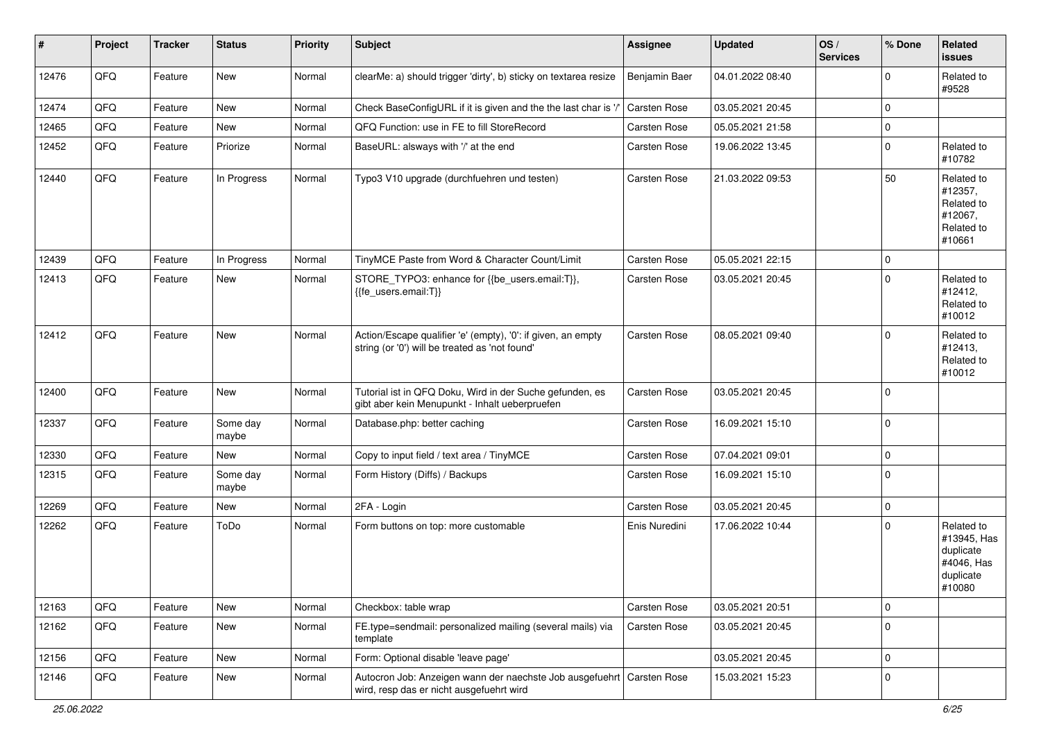| # | Project | Tracker | Status | Priority | Subject | Assignee | Updated | OS / Services | % Done | Related issues |
|---|---|---|---|---|---|---|---|---|---|---|
| 12476 | QFQ | Feature | New | Normal | clearMe: a) should trigger 'dirty', b) sticky on textarea resize | Benjamin Baer | 04.01.2022 08:40 | | 0 | Related to #9528 |
| 12474 | QFQ | Feature | New | Normal | Check BaseConfigURL if it is given and the the last char is '/' | Carsten Rose | 03.05.2021 20:45 | | 0 | |
| 12465 | QFQ | Feature | New | Normal | QFQ Function: use in FE to fill StoreRecord | Carsten Rose | 05.05.2021 21:58 | | 0 | |
| 12452 | QFQ | Feature | Priorize | Normal | BaseURL: alsways with '/' at the end | Carsten Rose | 19.06.2022 13:45 | | 0 | Related to #10782 |
| 12440 | QFQ | Feature | In Progress | Normal | Typo3 V10 upgrade (durchfuehren und testen) | Carsten Rose | 21.03.2022 09:53 | | 50 | Related to #12357, Related to #12067, Related to #10661 |
| 12439 | QFQ | Feature | In Progress | Normal | TinyMCE Paste from Word & Character Count/Limit | Carsten Rose | 05.05.2021 22:15 | | 0 | |
| 12413 | QFQ | Feature | New | Normal | STORE_TYPO3: enhance for {{be_users.email:T}}, {{fe_users.email:T}} | Carsten Rose | 03.05.2021 20:45 | | 0 | Related to #12412, Related to #10012 |
| 12412 | QFQ | Feature | New | Normal | Action/Escape qualifier 'e' (empty), '0': if given, an empty string (or '0') will be treated as 'not found' | Carsten Rose | 08.05.2021 09:40 | | 0 | Related to #12413, Related to #10012 |
| 12400 | QFQ | Feature | New | Normal | Tutorial ist in QFQ Doku, Wird in der Suche gefunden, es gibt aber kein Menupunkt - Inhalt ueberpruefen | Carsten Rose | 03.05.2021 20:45 | | 0 | |
| 12337 | QFQ | Feature | Some day maybe | Normal | Database.php: better caching | Carsten Rose | 16.09.2021 15:10 | | 0 | |
| 12330 | QFQ | Feature | New | Normal | Copy to input field / text area / TinyMCE | Carsten Rose | 07.04.2021 09:01 | | 0 | |
| 12315 | QFQ | Feature | Some day maybe | Normal | Form History (Diffs) / Backups | Carsten Rose | 16.09.2021 15:10 | | 0 | |
| 12269 | QFQ | Feature | New | Normal | 2FA - Login | Carsten Rose | 03.05.2021 20:45 | | 0 | |
| 12262 | QFQ | Feature | ToDo | Normal | Form buttons on top: more customable | Enis Nuredini | 17.06.2022 10:44 | | 0 | Related to #13945, Has duplicate #4046, Has duplicate #10080 |
| 12163 | QFQ | Feature | New | Normal | Checkbox: table wrap | Carsten Rose | 03.05.2021 20:51 | | 0 | |
| 12162 | QFQ | Feature | New | Normal | FE.type=sendmail: personalized mailing (several mails) via template | Carsten Rose | 03.05.2021 20:45 | | 0 | |
| 12156 | QFQ | Feature | New | Normal | Form: Optional disable 'leave page' | | 03.05.2021 20:45 | | 0 | |
| 12146 | QFQ | Feature | New | Normal | Autocron Job: Anzeigen wann der naechste Job ausgefuehrt wird, resp das er nicht ausgefuehrt wird | Carsten Rose | 15.03.2021 15:23 | | 0 | |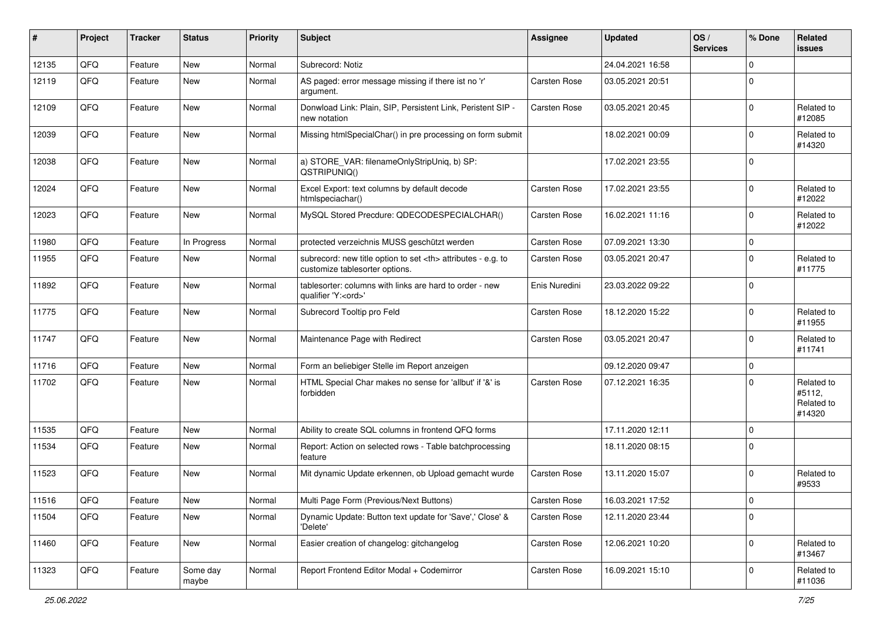| # | Project | Tracker | Status | Priority | Subject | Assignee | Updated | OS / Services | % Done | Related issues |
|---|---|---|---|---|---|---|---|---|---|---|
| 12135 | QFQ | Feature | New | Normal | Subrecord: Notiz | | 24.04.2021 16:58 | | 0 | |
| 12119 | QFQ | Feature | New | Normal | AS paged: error message missing if there ist no 'r' argument. | Carsten Rose | 03.05.2021 20:51 | | 0 | |
| 12109 | QFQ | Feature | New | Normal | Donwload Link: Plain, SIP, Persistent Link, Peristent SIP - new notation | Carsten Rose | 03.05.2021 20:45 | | 0 | Related to #12085 |
| 12039 | QFQ | Feature | New | Normal | Missing htmlSpecialChar() in pre processing on form submit | | 18.02.2021 00:09 | | 0 | Related to #14320 |
| 12038 | QFQ | Feature | New | Normal | a) STORE_VAR: filenameOnlyStripUniq, b) SP: QSTRIPUNIQ() | | 17.02.2021 23:55 | | 0 | |
| 12024 | QFQ | Feature | New | Normal | Excel Export: text columns by default decode htmlspeciachar() | Carsten Rose | 17.02.2021 23:55 | | 0 | Related to #12022 |
| 12023 | QFQ | Feature | New | Normal | MySQL Stored Precdure: QDECODESPECIALCHAR() | Carsten Rose | 16.02.2021 11:16 | | 0 | Related to #12022 |
| 11980 | QFQ | Feature | In Progress | Normal | protected verzeichnis MUSS geschützt werden | Carsten Rose | 07.09.2021 13:30 | | 0 | |
| 11955 | QFQ | Feature | New | Normal | subrecord: new title option to set <th> attributes - e.g. to customize tablesorter options. | Carsten Rose | 03.05.2021 20:47 | | 0 | Related to #11775 |
| 11892 | QFQ | Feature | New | Normal | tablesorter: columns with links are hard to order - new qualifier 'Y:<ord>' | Enis Nuredini | 23.03.2022 09:22 | | 0 | |
| 11775 | QFQ | Feature | New | Normal | Subrecord Tooltip pro Feld | Carsten Rose | 18.12.2020 15:22 | | 0 | Related to #11955 |
| 11747 | QFQ | Feature | New | Normal | Maintenance Page with Redirect | Carsten Rose | 03.05.2021 20:47 | | 0 | Related to #11741 |
| 11716 | QFQ | Feature | New | Normal | Form an beliebiger Stelle im Report anzeigen | | 09.12.2020 09:47 | | 0 | |
| 11702 | QFQ | Feature | New | Normal | HTML Special Char makes no sense for 'allbut' if '&' is forbidden | Carsten Rose | 07.12.2021 16:35 | | 0 | Related to #5112, Related to #14320 |
| 11535 | QFQ | Feature | New | Normal | Ability to create SQL columns in frontend QFQ forms | | 17.11.2020 12:11 | | 0 | |
| 11534 | QFQ | Feature | New | Normal | Report: Action on selected rows - Table batchprocessing feature | | 18.11.2020 08:15 | | 0 | |
| 11523 | QFQ | Feature | New | Normal | Mit dynamic Update erkennen, ob Upload gemacht wurde | Carsten Rose | 13.11.2020 15:07 | | 0 | Related to #9533 |
| 11516 | QFQ | Feature | New | Normal | Multi Page Form (Previous/Next Buttons) | Carsten Rose | 16.03.2021 17:52 | | 0 | |
| 11504 | QFQ | Feature | New | Normal | Dynamic Update: Button text update for 'Save',' Close' & 'Delete' | Carsten Rose | 12.11.2020 23:44 | | 0 | |
| 11460 | QFQ | Feature | New | Normal | Easier creation of changelog: gitchangelog | Carsten Rose | 12.06.2021 10:20 | | 0 | Related to #13467 |
| 11323 | QFQ | Feature | Some day maybe | Normal | Report Frontend Editor Modal + Codemirror | Carsten Rose | 16.09.2021 15:10 | | 0 | Related to #11036 |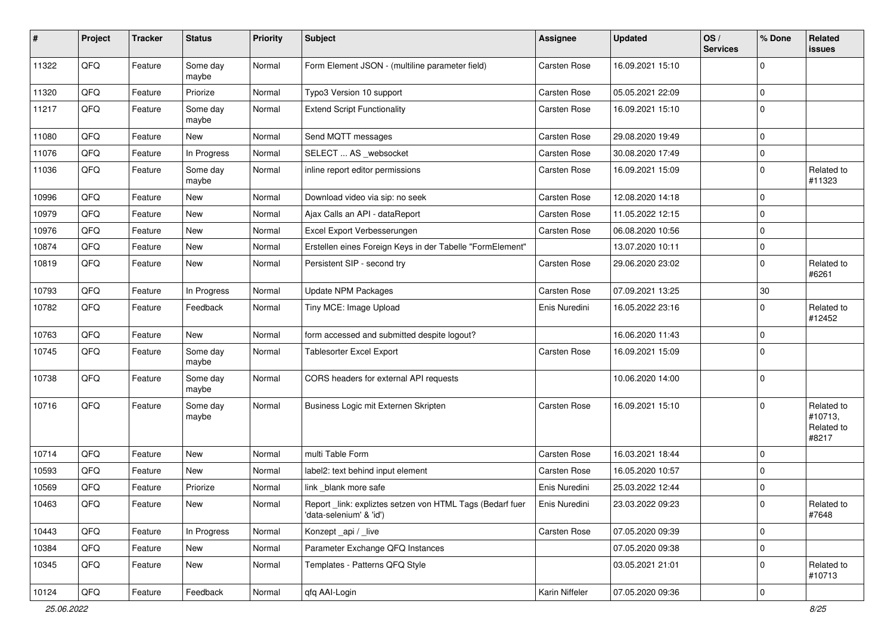| # | Project | Tracker | Status | Priority | Subject | Assignee | Updated | OS / Services | % Done | Related issues |
|---|---|---|---|---|---|---|---|---|---|---|
| 11322 | QFQ | Feature | Some day maybe | Normal | Form Element JSON - (multiline parameter field) | Carsten Rose | 16.09.2021 15:10 | | 0 | |
| 11320 | QFQ | Feature | Priorize | Normal | Typo3 Version 10 support | Carsten Rose | 05.05.2021 22:09 | | 0 | |
| 11217 | QFQ | Feature | Some day maybe | Normal | Extend Script Functionality | Carsten Rose | 16.09.2021 15:10 | | 0 | |
| 11080 | QFQ | Feature | New | Normal | Send MQTT messages | Carsten Rose | 29.08.2020 19:49 | | 0 | |
| 11076 | QFQ | Feature | In Progress | Normal | SELECT ... AS _websocket | Carsten Rose | 30.08.2020 17:49 | | 0 | |
| 11036 | QFQ | Feature | Some day maybe | Normal | inline report editor permissions | Carsten Rose | 16.09.2021 15:09 | | 0 | Related to #11323 |
| 10996 | QFQ | Feature | New | Normal | Download video via sip: no seek | Carsten Rose | 12.08.2020 14:18 | | 0 | |
| 10979 | QFQ | Feature | New | Normal | Ajax Calls an API - dataReport | Carsten Rose | 11.05.2022 12:15 | | 0 | |
| 10976 | QFQ | Feature | New | Normal | Excel Export Verbesserungen | Carsten Rose | 06.08.2020 10:56 | | 0 | |
| 10874 | QFQ | Feature | New | Normal | Erstellen eines Foreign Keys in der Tabelle "FormElement" | | 13.07.2020 10:11 | | 0 | |
| 10819 | QFQ | Feature | New | Normal | Persistent SIP - second try | Carsten Rose | 29.06.2020 23:02 | | 0 | Related to #6261 |
| 10793 | QFQ | Feature | In Progress | Normal | Update NPM Packages | Carsten Rose | 07.09.2021 13:25 | | 30 | |
| 10782 | QFQ | Feature | Feedback | Normal | Tiny MCE: Image Upload | Enis Nuredini | 16.05.2022 23:16 | | 0 | Related to #12452 |
| 10763 | QFQ | Feature | New | Normal | form accessed and submitted despite logout? | | 16.06.2020 11:43 | | 0 | |
| 10745 | QFQ | Feature | Some day maybe | Normal | Tablesorter Excel Export | Carsten Rose | 16.09.2021 15:09 | | 0 | |
| 10738 | QFQ | Feature | Some day maybe | Normal | CORS headers for external API requests | | 10.06.2020 14:00 | | 0 | |
| 10716 | QFQ | Feature | Some day maybe | Normal | Business Logic mit Externen Skripten | Carsten Rose | 16.09.2021 15:10 | | 0 | Related to #10713, Related to #8217 |
| 10714 | QFQ | Feature | New | Normal | multi Table Form | Carsten Rose | 16.03.2021 18:44 | | 0 | |
| 10593 | QFQ | Feature | New | Normal | label2: text behind input element | Carsten Rose | 16.05.2020 10:57 | | 0 | |
| 10569 | QFQ | Feature | Priorize | Normal | link _blank more safe | Enis Nuredini | 25.03.2022 12:44 | | 0 | |
| 10463 | QFQ | Feature | New | Normal | Report _link: expliztes setzen von HTML Tags (Bedarf fuer 'data-selenium' & 'id') | Enis Nuredini | 23.03.2022 09:23 | | 0 | Related to #7648 |
| 10443 | QFQ | Feature | In Progress | Normal | Konzept _api / _live | Carsten Rose | 07.05.2020 09:39 | | 0 | |
| 10384 | QFQ | Feature | New | Normal | Parameter Exchange QFQ Instances | | 07.05.2020 09:38 | | 0 | |
| 10345 | QFQ | Feature | New | Normal | Templates - Patterns QFQ Style | | 03.05.2021 21:01 | | 0 | Related to #10713 |
| 10124 | QFQ | Feature | Feedback | Normal | qfq AAI-Login | Karin Niffeler | 07.05.2020 09:36 | | 0 | |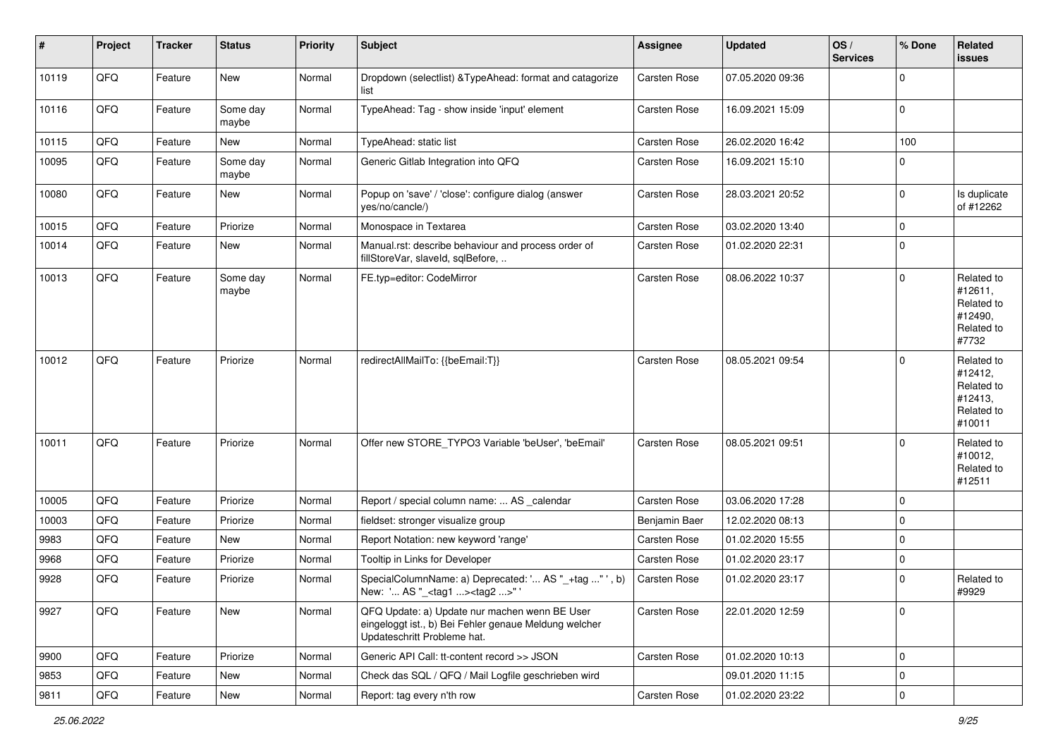| # | Project | Tracker | Status | Priority | Subject | Assignee | Updated | OS / Services | % Done | Related issues |
|---|---|---|---|---|---|---|---|---|---|---|
| 10119 | QFQ | Feature | New | Normal | Dropdown (selectlist) &TypeAhead: format and catagorize list | Carsten Rose | 07.05.2020 09:36 | | 0 | |
| 10116 | QFQ | Feature | Some day maybe | Normal | TypeAhead: Tag - show inside 'input' element | Carsten Rose | 16.09.2021 15:09 | | 0 | |
| 10115 | QFQ | Feature | New | Normal | TypeAhead: static list | Carsten Rose | 26.02.2020 16:42 | | 100 | |
| 10095 | QFQ | Feature | Some day maybe | Normal | Generic Gitlab Integration into QFQ | Carsten Rose | 16.09.2021 15:10 | | 0 | |
| 10080 | QFQ | Feature | New | Normal | Popup on 'save' / 'close': configure dialog (answer yes/no/cancle/) | Carsten Rose | 28.03.2021 20:52 | | 0 | Is duplicate of #12262 |
| 10015 | QFQ | Feature | Priorize | Normal | Monospace in Textarea | Carsten Rose | 03.02.2020 13:40 | | 0 | |
| 10014 | QFQ | Feature | New | Normal | Manual.rst: describe behaviour and process order of fillStoreVar, slaveId, sqlBefore, .. | Carsten Rose | 01.02.2020 22:31 | | 0 | |
| 10013 | QFQ | Feature | Some day maybe | Normal | FE.typ=editor: CodeMirror | Carsten Rose | 08.06.2022 10:37 | | 0 | Related to #12611, Related to #12490, Related to #7732 |
| 10012 | QFQ | Feature | Priorize | Normal | redirectAllMailTo: {{beEmail:T}} | Carsten Rose | 08.05.2021 09:54 | | 0 | Related to #12412, Related to #12413, Related to #10011 |
| 10011 | QFQ | Feature | Priorize | Normal | Offer new STORE_TYPO3 Variable 'beUser', 'beEmail' | Carsten Rose | 08.05.2021 09:51 | | 0 | Related to #10012, Related to #12511 |
| 10005 | QFQ | Feature | Priorize | Normal | Report / special column name: ... AS _calendar | Carsten Rose | 03.06.2020 17:28 | | 0 | |
| 10003 | QFQ | Feature | Priorize | Normal | fieldset: stronger visualize group | Benjamin Baer | 12.02.2020 08:13 | | 0 | |
| 9983 | QFQ | Feature | New | Normal | Report Notation: new keyword 'range' | Carsten Rose | 01.02.2020 15:55 | | 0 | |
| 9968 | QFQ | Feature | Priorize | Normal | Tooltip in Links for Developer | Carsten Rose | 01.02.2020 23:17 | | 0 | |
| 9928 | QFQ | Feature | Priorize | Normal | SpecialColumnName: a) Deprecated: '... AS "_+tag ..." ', b) New: '... AS "_<tag1 ...><tag2 ...>" ' | Carsten Rose | 01.02.2020 23:17 | | 0 | Related to #9929 |
| 9927 | QFQ | Feature | New | Normal | QFQ Update: a) Update nur machen wenn BE User eingeloggt ist., b) Bei Fehler genaue Meldung welcher Updateschritt Probleme hat. | Carsten Rose | 22.01.2020 12:59 | | 0 | |
| 9900 | QFQ | Feature | Priorize | Normal | Generic API Call: tt-content record >> JSON | Carsten Rose | 01.02.2020 10:13 | | 0 | |
| 9853 | QFQ | Feature | New | Normal | Check das SQL / QFQ / Mail Logfile geschrieben wird | | 09.01.2020 11:15 | | 0 | |
| 9811 | QFQ | Feature | New | Normal | Report: tag every n'th row | Carsten Rose | 01.02.2020 23:22 | | 0 | |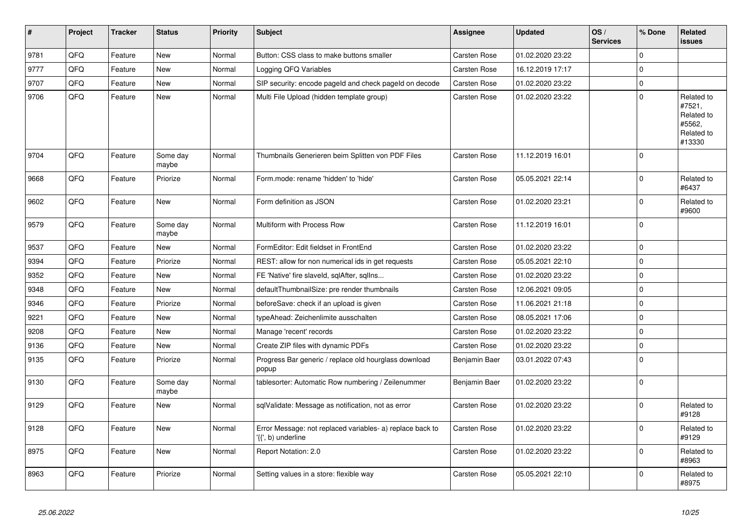| # | Project | Tracker | Status | Priority | Subject | Assignee | Updated | OS / Services | % Done | Related issues |
|---|---|---|---|---|---|---|---|---|---|---|
| 9781 | QFQ | Feature | New | Normal | Button: CSS class to make buttons smaller | Carsten Rose | 01.02.2020 23:22 | | 0 | |
| 9777 | QFQ | Feature | New | Normal | Logging QFQ Variables | Carsten Rose | 16.12.2019 17:17 | | 0 | |
| 9707 | QFQ | Feature | New | Normal | SIP security: encode pageId and check pageId on decode | Carsten Rose | 01.02.2020 23:22 | | 0 | |
| 9706 | QFQ | Feature | New | Normal | Multi File Upload (hidden template group) | Carsten Rose | 01.02.2020 23:22 | | 0 | Related to #7521, Related to #5562, Related to #13330 |
| 9704 | QFQ | Feature | Some day maybe | Normal | Thumbnails Generieren beim Splitten von PDF Files | Carsten Rose | 11.12.2019 16:01 | | 0 | |
| 9668 | QFQ | Feature | Priorize | Normal | Form.mode: rename 'hidden' to 'hide' | Carsten Rose | 05.05.2021 22:14 | | 0 | Related to #6437 |
| 9602 | QFQ | Feature | New | Normal | Form definition as JSON | Carsten Rose | 01.02.2020 23:21 | | 0 | Related to #9600 |
| 9579 | QFQ | Feature | Some day maybe | Normal | Multiform with Process Row | Carsten Rose | 11.12.2019 16:01 | | 0 | |
| 9537 | QFQ | Feature | New | Normal | FormEditor: Edit fieldset in FrontEnd | Carsten Rose | 01.02.2020 23:22 | | 0 | |
| 9394 | QFQ | Feature | Priorize | Normal | REST: allow for non numerical ids in get requests | Carsten Rose | 05.05.2021 22:10 | | 0 | |
| 9352 | QFQ | Feature | New | Normal | FE 'Native' fire slaveId, sqlAfter, sqlIns... | Carsten Rose | 01.02.2020 23:22 | | 0 | |
| 9348 | QFQ | Feature | New | Normal | defaultThumbnailSize: pre render thumbnails | Carsten Rose | 12.06.2021 09:05 | | 0 | |
| 9346 | QFQ | Feature | Priorize | Normal | beforeSave: check if an upload is given | Carsten Rose | 11.06.2021 21:18 | | 0 | |
| 9221 | QFQ | Feature | New | Normal | typeAhead: Zeichenlimite ausschalten | Carsten Rose | 08.05.2021 17:06 | | 0 | |
| 9208 | QFQ | Feature | New | Normal | Manage 'recent' records | Carsten Rose | 01.02.2020 23:22 | | 0 | |
| 9136 | QFQ | Feature | New | Normal | Create ZIP files with dynamic PDFs | Carsten Rose | 01.02.2020 23:22 | | 0 | |
| 9135 | QFQ | Feature | Priorize | Normal | Progress Bar generic / replace old hourglass download popup | Benjamin Baer | 03.01.2022 07:43 | | 0 | |
| 9130 | QFQ | Feature | Some day maybe | Normal | tablesorter: Automatic Row numbering / Zeilenummer | Benjamin Baer | 01.02.2020 23:22 | | 0 | |
| 9129 | QFQ | Feature | New | Normal | sqlValidate: Message as notification, not as error | Carsten Rose | 01.02.2020 23:22 | | 0 | Related to #9128 |
| 9128 | QFQ | Feature | New | Normal | Error Message: not replaced variables- a) replace back to '{{', b) underline | Carsten Rose | 01.02.2020 23:22 | | 0 | Related to #9129 |
| 8975 | QFQ | Feature | New | Normal | Report Notation: 2.0 | Carsten Rose | 01.02.2020 23:22 | | 0 | Related to #8963 |
| 8963 | QFQ | Feature | Priorize | Normal | Setting values in a store: flexible way | Carsten Rose | 05.05.2021 22:10 | | 0 | Related to #8975 |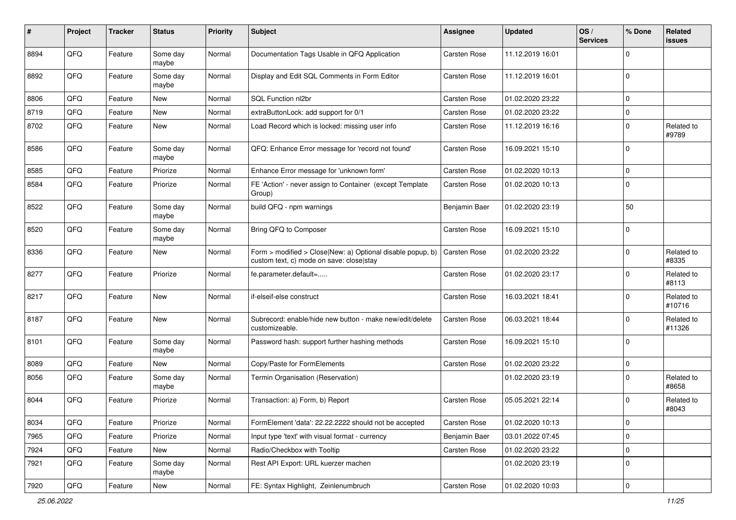| # | Project | Tracker | Status | Priority | Subject | Assignee | Updated | OS / Services | % Done | Related issues |
|---|---|---|---|---|---|---|---|---|---|---|
| 8894 | QFQ | Feature | Some day maybe | Normal | Documentation Tags Usable in QFQ Application | Carsten Rose | 11.12.2019 16:01 | | 0 | |
| 8892 | QFQ | Feature | Some day maybe | Normal | Display and Edit SQL Comments in Form Editor | Carsten Rose | 11.12.2019 16:01 | | 0 | |
| 8806 | QFQ | Feature | New | Normal | SQL Function nl2br | Carsten Rose | 01.02.2020 23:22 | | 0 | |
| 8719 | QFQ | Feature | New | Normal | extraButtonLock: add support for 0/1 | Carsten Rose | 01.02.2020 23:22 | | 0 | |
| 8702 | QFQ | Feature | New | Normal | Load Record which is locked: missing user info | Carsten Rose | 11.12.2019 16:16 | | 0 | Related to #9789 |
| 8586 | QFQ | Feature | Some day maybe | Normal | QFQ: Enhance Error message for 'record not found' | Carsten Rose | 16.09.2021 15:10 | | 0 | |
| 8585 | QFQ | Feature | Priorize | Normal | Enhance Error message for 'unknown form' | Carsten Rose | 01.02.2020 10:13 | | 0 | |
| 8584 | QFQ | Feature | Priorize | Normal | FE 'Action' - never assign to Container (except Template Group) | Carsten Rose | 01.02.2020 10:13 | | 0 | |
| 8522 | QFQ | Feature | Some day maybe | Normal | build QFQ - npm warnings | Benjamin Baer | 01.02.2020 23:19 | | 50 | |
| 8520 | QFQ | Feature | Some day maybe | Normal | Bring QFQ to Composer | Carsten Rose | 16.09.2021 15:10 | | 0 | |
| 8336 | QFQ | Feature | New | Normal | Form > modified > Close\|New: a) Optional disable popup, b) custom text, c) mode on save: close\|stay | Carsten Rose | 01.02.2020 23:22 | | 0 | Related to #8335 |
| 8277 | QFQ | Feature | Priorize | Normal | fe.parameter.default=..... | Carsten Rose | 01.02.2020 23:17 | | 0 | Related to #8113 |
| 8217 | QFQ | Feature | New | Normal | if-elseif-else construct | Carsten Rose | 16.03.2021 18:41 | | 0 | Related to #10716 |
| 8187 | QFQ | Feature | New | Normal | Subrecord: enable/hide new button - make new/edit/delete customizeable. | Carsten Rose | 06.03.2021 18:44 | | 0 | Related to #11326 |
| 8101 | QFQ | Feature | Some day maybe | Normal | Password hash: support further hashing methods | Carsten Rose | 16.09.2021 15:10 | | 0 | |
| 8089 | QFQ | Feature | New | Normal | Copy/Paste for FormElements | Carsten Rose | 01.02.2020 23:22 | | 0 | |
| 8056 | QFQ | Feature | Some day maybe | Normal | Termin Organisation (Reservation) | | 01.02.2020 23:19 | | 0 | Related to #8658 |
| 8044 | QFQ | Feature | Priorize | Normal | Transaction: a) Form, b) Report | Carsten Rose | 05.05.2021 22:14 | | 0 | Related to #8043 |
| 8034 | QFQ | Feature | Priorize | Normal | FormElement 'data': 22.22.2222 should not be accepted | Carsten Rose | 01.02.2020 10:13 | | 0 | |
| 7965 | QFQ | Feature | Priorize | Normal | Input type 'text' with visual format - currency | Benjamin Baer | 03.01.2022 07:45 | | 0 | |
| 7924 | QFQ | Feature | New | Normal | Radio/Checkbox with Tooltip | Carsten Rose | 01.02.2020 23:22 | | 0 | |
| 7921 | QFQ | Feature | Some day maybe | Normal | Rest API Export: URL kuerzer machen | | 01.02.2020 23:19 | | 0 | |
| 7920 | QFQ | Feature | New | Normal | FE: Syntax Highlight, Zeinlenumbruch | Carsten Rose | 01.02.2020 10:03 | | 0 | |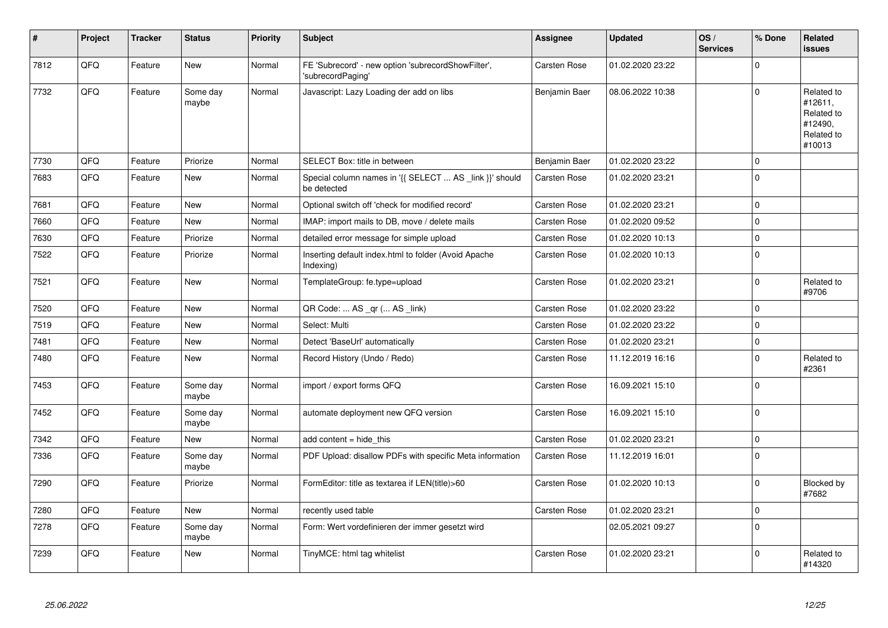| # | Project | Tracker | Status | Priority | Subject | Assignee | Updated | OS / Services | % Done | Related issues |
|---|---|---|---|---|---|---|---|---|---|---|
| 7812 | QFQ | Feature | New | Normal | FE 'Subrecord' - new option 'subrecordShowFilter', 'subrecordPaging' | Carsten Rose | 01.02.2020 23:22 | | 0 | |
| 7732 | QFQ | Feature | Some day maybe | Normal | Javascript: Lazy Loading der add on libs | Benjamin Baer | 08.06.2022 10:38 | | 0 | Related to #12611, Related to #12490, Related to #10013 |
| 7730 | QFQ | Feature | Priorize | Normal | SELECT Box: title in between | Benjamin Baer | 01.02.2020 23:22 | | 0 | |
| 7683 | QFQ | Feature | New | Normal | Special column names in '{{ SELECT ... AS _link }}' should be detected | Carsten Rose | 01.02.2020 23:21 | | 0 | |
| 7681 | QFQ | Feature | New | Normal | Optional switch off 'check for modified record' | Carsten Rose | 01.02.2020 23:21 | | 0 | |
| 7660 | QFQ | Feature | New | Normal | IMAP: import mails to DB, move / delete mails | Carsten Rose | 01.02.2020 09:52 | | 0 | |
| 7630 | QFQ | Feature | Priorize | Normal | detailed error message for simple upload | Carsten Rose | 01.02.2020 10:13 | | 0 | |
| 7522 | QFQ | Feature | Priorize | Normal | Inserting default index.html to folder (Avoid Apache Indexing) | Carsten Rose | 01.02.2020 10:13 | | 0 | |
| 7521 | QFQ | Feature | New | Normal | TemplateGroup: fe.type=upload | Carsten Rose | 01.02.2020 23:21 | | 0 | Related to #9706 |
| 7520 | QFQ | Feature | New | Normal | QR Code: ... AS _qr (... AS _link) | Carsten Rose | 01.02.2020 23:22 | | 0 | |
| 7519 | QFQ | Feature | New | Normal | Select: Multi | Carsten Rose | 01.02.2020 23:22 | | 0 | |
| 7481 | QFQ | Feature | New | Normal | Detect 'BaseUrl' automatically | Carsten Rose | 01.02.2020 23:21 | | 0 | |
| 7480 | QFQ | Feature | New | Normal | Record History (Undo / Redo) | Carsten Rose | 11.12.2019 16:16 | | 0 | Related to #2361 |
| 7453 | QFQ | Feature | Some day maybe | Normal | import / export forms QFQ | Carsten Rose | 16.09.2021 15:10 | | 0 | |
| 7452 | QFQ | Feature | Some day maybe | Normal | automate deployment new QFQ version | Carsten Rose | 16.09.2021 15:10 | | 0 | |
| 7342 | QFQ | Feature | New | Normal | add content = hide_this | Carsten Rose | 01.02.2020 23:21 | | 0 | |
| 7336 | QFQ | Feature | Some day maybe | Normal | PDF Upload: disallow PDFs with specific Meta information | Carsten Rose | 11.12.2019 16:01 | | 0 | |
| 7290 | QFQ | Feature | Priorize | Normal | FormEditor: title as textarea if LEN(title)>60 | Carsten Rose | 01.02.2020 10:13 | | 0 | Blocked by #7682 |
| 7280 | QFQ | Feature | New | Normal | recently used table | Carsten Rose | 01.02.2020 23:21 | | 0 | |
| 7278 | QFQ | Feature | Some day maybe | Normal | Form: Wert vordefinieren der immer gesetzt wird | | 02.05.2021 09:27 | | 0 | |
| 7239 | QFQ | Feature | New | Normal | TinyMCE: html tag whitelist | Carsten Rose | 01.02.2020 23:21 | | 0 | Related to #14320 |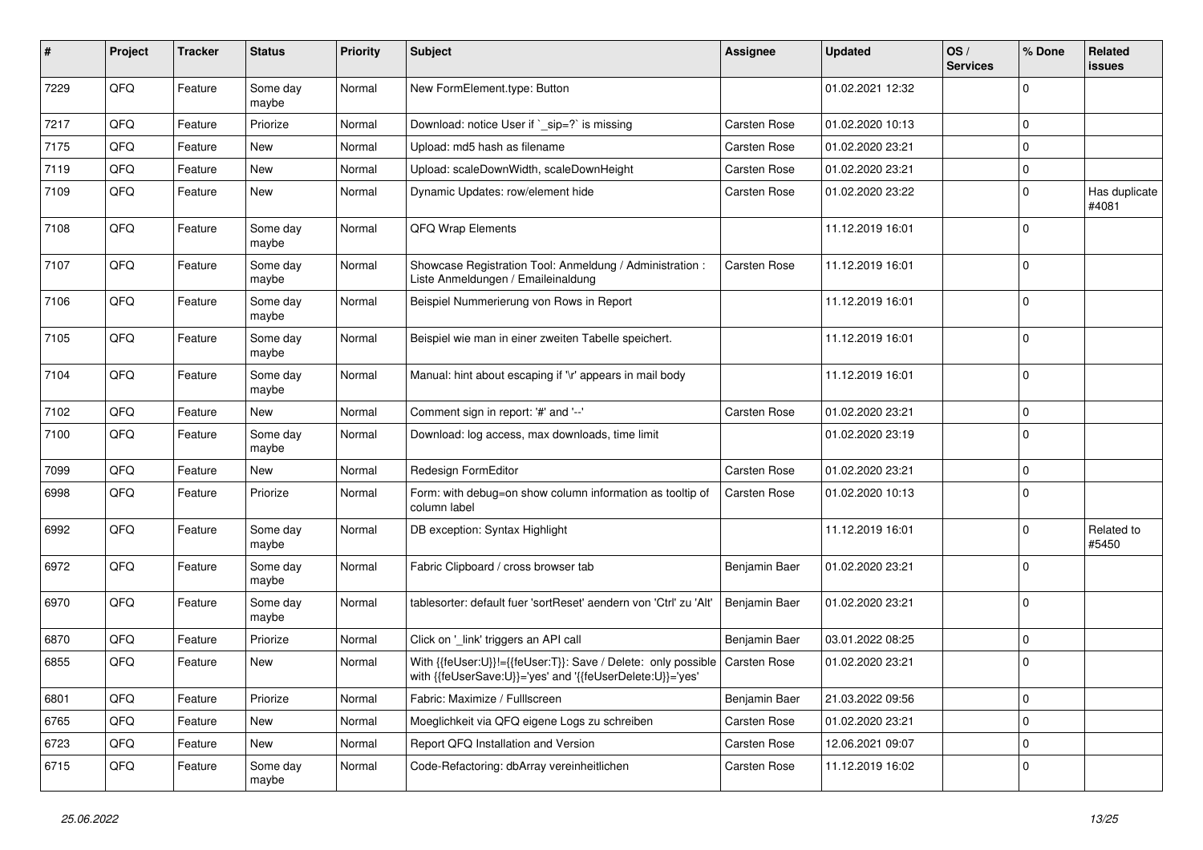| # | Project | Tracker | Status | Priority | Subject | Assignee | Updated | OS / Services | % Done | Related issues |
|---|---|---|---|---|---|---|---|---|---|---|
| 7229 | QFQ | Feature | Some day maybe | Normal | New FormElement.type: Button | | 01.02.2021 12:32 | | 0 | |
| 7217 | QFQ | Feature | Priorize | Normal | Download: notice User if `_sip=?` is missing | Carsten Rose | 01.02.2020 10:13 | | 0 | |
| 7175 | QFQ | Feature | New | Normal | Upload: md5 hash as filename | Carsten Rose | 01.02.2020 23:21 | | 0 | |
| 7119 | QFQ | Feature | New | Normal | Upload: scaleDownWidth, scaleDownHeight | Carsten Rose | 01.02.2020 23:21 | | 0 | |
| 7109 | QFQ | Feature | New | Normal | Dynamic Updates: row/element hide | Carsten Rose | 01.02.2020 23:22 | | 0 | Has duplicate #4081 |
| 7108 | QFQ | Feature | Some day maybe | Normal | QFQ Wrap Elements | | 11.12.2019 16:01 | | 0 | |
| 7107 | QFQ | Feature | Some day maybe | Normal | Showcase Registration Tool: Anmeldung / Administration : Liste Anmeldungen / Emaileinaldung | Carsten Rose | 11.12.2019 16:01 | | 0 | |
| 7106 | QFQ | Feature | Some day maybe | Normal | Beispiel Nummerierung von Rows in Report | | 11.12.2019 16:01 | | 0 | |
| 7105 | QFQ | Feature | Some day maybe | Normal | Beispiel wie man in einer zweiten Tabelle speichert. | | 11.12.2019 16:01 | | 0 | |
| 7104 | QFQ | Feature | Some day maybe | Normal | Manual: hint about escaping if '\r' appears in mail body | | 11.12.2019 16:01 | | 0 | |
| 7102 | QFQ | Feature | New | Normal | Comment sign in report: '#' and '--' | Carsten Rose | 01.02.2020 23:21 | | 0 | |
| 7100 | QFQ | Feature | Some day maybe | Normal | Download: log access, max downloads, time limit | | 01.02.2020 23:19 | | 0 | |
| 7099 | QFQ | Feature | New | Normal | Redesign FormEditor | Carsten Rose | 01.02.2020 23:21 | | 0 | |
| 6998 | QFQ | Feature | Priorize | Normal | Form: with debug=on show column information as tooltip of column label | Carsten Rose | 01.02.2020 10:13 | | 0 | |
| 6992 | QFQ | Feature | Some day maybe | Normal | DB exception: Syntax Highlight | | 11.12.2019 16:01 | | 0 | Related to #5450 |
| 6972 | QFQ | Feature | Some day maybe | Normal | Fabric Clipboard / cross browser tab | Benjamin Baer | 01.02.2020 23:21 | | 0 | |
| 6970 | QFQ | Feature | Some day maybe | Normal | tablesorter: default fuer 'sortReset' aendern von 'Ctrl' zu 'Alt' | Benjamin Baer | 01.02.2020 23:21 | | 0 | |
| 6870 | QFQ | Feature | Priorize | Normal | Click on '_link' triggers an API call | Benjamin Baer | 03.01.2022 08:25 | | 0 | |
| 6855 | QFQ | Feature | New | Normal | With {{feUser:U}}!={{feUser:T}}: Save / Delete: only possible with {{feUserSave:U}}='yes' and '{{feUserDelete:U}}='yes' | Carsten Rose | 01.02.2020 23:21 | | 0 | |
| 6801 | QFQ | Feature | Priorize | Normal | Fabric: Maximize / FullIscreen | Benjamin Baer | 21.03.2022 09:56 | | 0 | |
| 6765 | QFQ | Feature | New | Normal | Moeglichkeit via QFQ eigene Logs zu schreiben | Carsten Rose | 01.02.2020 23:21 | | 0 | |
| 6723 | QFQ | Feature | New | Normal | Report QFQ Installation and Version | Carsten Rose | 12.06.2021 09:07 | | 0 | |
| 6715 | QFQ | Feature | Some day maybe | Normal | Code-Refactoring: dbArray vereinheitlichen | Carsten Rose | 11.12.2019 16:02 | | 0 | |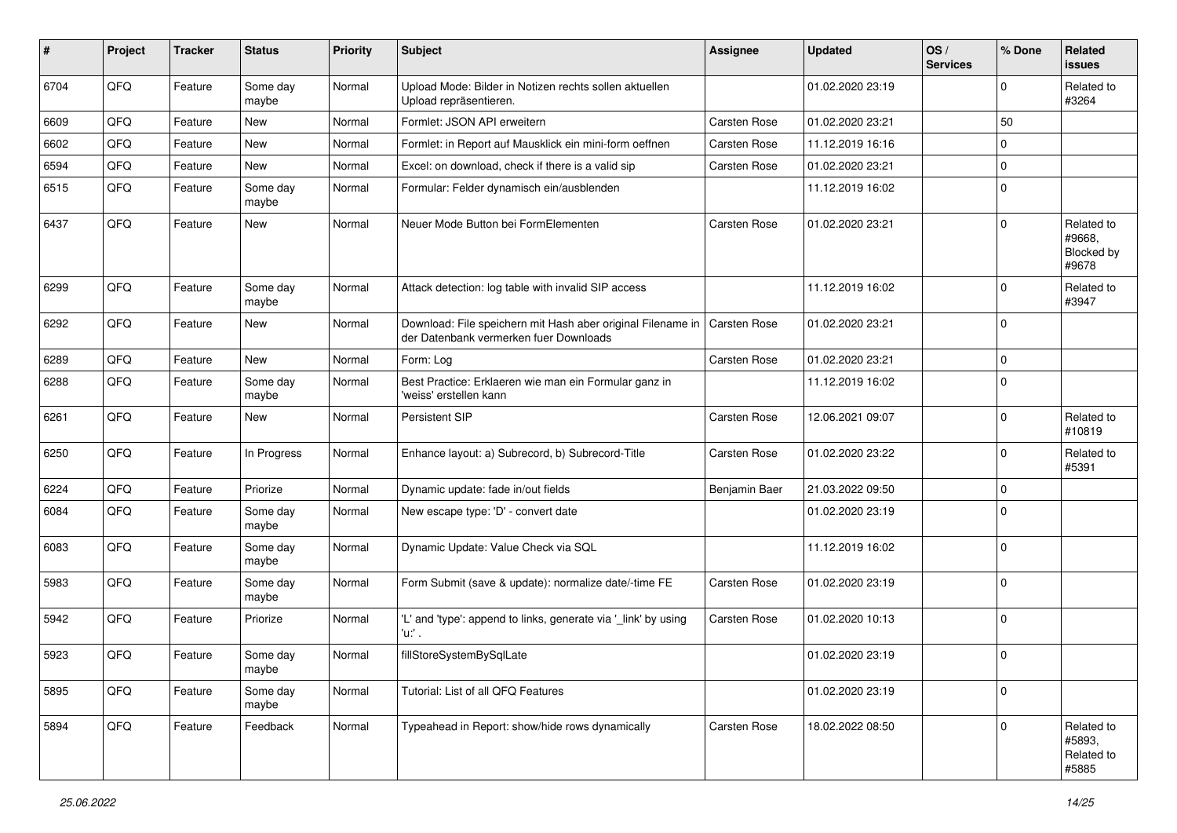| # | Project | Tracker | Status | Priority | Subject | Assignee | Updated | OS / Services | % Done | Related issues |
|---|---|---|---|---|---|---|---|---|---|---|
| 6704 | QFQ | Feature | Some day maybe | Normal | Upload Mode: Bilder in Notizen rechts sollen aktuellen Upload repräsentieren. | | 01.02.2020 23:19 | | 0 | Related to #3264 |
| 6609 | QFQ | Feature | New | Normal | Formlet: JSON API erweitern | Carsten Rose | 01.02.2020 23:21 | | 50 | |
| 6602 | QFQ | Feature | New | Normal | Formlet: in Report auf Mausklick ein mini-form oeffnen | Carsten Rose | 11.12.2019 16:16 | | 0 | |
| 6594 | QFQ | Feature | New | Normal | Excel: on download, check if there is a valid sip | Carsten Rose | 01.02.2020 23:21 | | 0 | |
| 6515 | QFQ | Feature | Some day maybe | Normal | Formular: Felder dynamisch ein/ausblenden | | 11.12.2019 16:02 | | 0 | |
| 6437 | QFQ | Feature | New | Normal | Neuer Mode Button bei FormElementen | Carsten Rose | 01.02.2020 23:21 | | 0 | Related to #9668, Blocked by #9678 |
| 6299 | QFQ | Feature | Some day maybe | Normal | Attack detection: log table with invalid SIP access | | 11.12.2019 16:02 | | 0 | Related to #3947 |
| 6292 | QFQ | Feature | New | Normal | Download: File speichern mit Hash aber original Filename in der Datenbank vermerken fuer Downloads | Carsten Rose | 01.02.2020 23:21 | | 0 | |
| 6289 | QFQ | Feature | New | Normal | Form: Log | Carsten Rose | 01.02.2020 23:21 | | 0 | |
| 6288 | QFQ | Feature | Some day maybe | Normal | Best Practice: Erklaeren wie man ein Formular ganz in 'weiss' erstellen kann | | 11.12.2019 16:02 | | 0 | |
| 6261 | QFQ | Feature | New | Normal | Persistent SIP | Carsten Rose | 12.06.2021 09:07 | | 0 | Related to #10819 |
| 6250 | QFQ | Feature | In Progress | Normal | Enhance layout: a) Subrecord, b) Subrecord-Title | Carsten Rose | 01.02.2020 23:22 | | 0 | Related to #5391 |
| 6224 | QFQ | Feature | Priorize | Normal | Dynamic update: fade in/out fields | Benjamin Baer | 21.03.2022 09:50 | | 0 | |
| 6084 | QFQ | Feature | Some day maybe | Normal | New escape type: 'D' - convert date | | 01.02.2020 23:19 | | 0 | |
| 6083 | QFQ | Feature | Some day maybe | Normal | Dynamic Update: Value Check via SQL | | 11.12.2019 16:02 | | 0 | |
| 5983 | QFQ | Feature | Some day maybe | Normal | Form Submit (save & update): normalize date/-time FE | Carsten Rose | 01.02.2020 23:19 | | 0 | |
| 5942 | QFQ | Feature | Priorize | Normal | 'L' and 'type': append to links, generate via '_link' by using 'u:' . | Carsten Rose | 01.02.2020 10:13 | | 0 | |
| 5923 | QFQ | Feature | Some day maybe | Normal | fillStoreSystemBySqlLate | | 01.02.2020 23:19 | | 0 | |
| 5895 | QFQ | Feature | Some day maybe | Normal | Tutorial: List of all QFQ Features | | 01.02.2020 23:19 | | 0 | |
| 5894 | QFQ | Feature | Feedback | Normal | Typeahead in Report: show/hide rows dynamically | Carsten Rose | 18.02.2022 08:50 | | 0 | Related to #5893, Related to #5885 |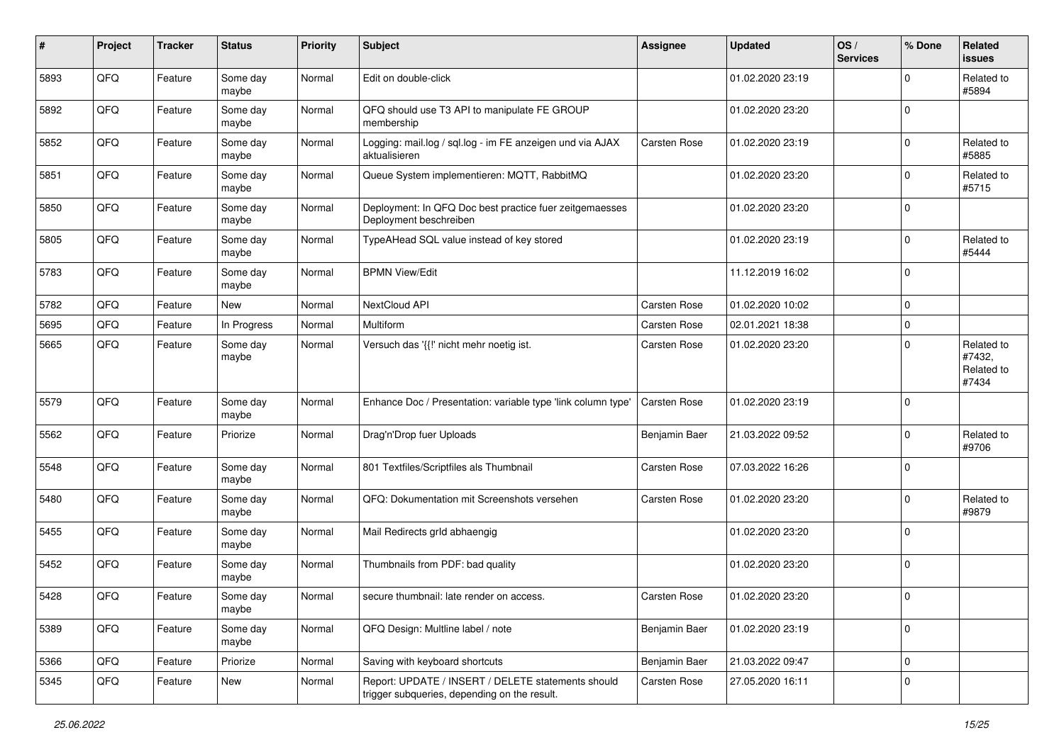| # | Project | Tracker | Status | Priority | Subject | Assignee | Updated | OS / Services | % Done | Related issues |
|---|---|---|---|---|---|---|---|---|---|---|
| 5893 | QFQ | Feature | Some day maybe | Normal | Edit on double-click | | 01.02.2020 23:19 | | 0 | Related to #5894 |
| 5892 | QFQ | Feature | Some day maybe | Normal | QFQ should use T3 API to manipulate FE GROUP membership | | 01.02.2020 23:20 | | 0 | |
| 5852 | QFQ | Feature | Some day maybe | Normal | Logging: mail.log / sql.log - im FE anzeigen und via AJAX aktualisieren | Carsten Rose | 01.02.2020 23:19 | | 0 | Related to #5885 |
| 5851 | QFQ | Feature | Some day maybe | Normal | Queue System implementieren: MQTT, RabbitMQ | | 01.02.2020 23:20 | | 0 | Related to #5715 |
| 5850 | QFQ | Feature | Some day maybe | Normal | Deployment: In QFQ Doc best practice fuer zeitgemaesses Deployment beschreiben | | 01.02.2020 23:20 | | 0 | |
| 5805 | QFQ | Feature | Some day maybe | Normal | TypeAHead SQL value instead of key stored | | 01.02.2020 23:19 | | 0 | Related to #5444 |
| 5783 | QFQ | Feature | Some day maybe | Normal | BPMN View/Edit | | 11.12.2019 16:02 | | 0 | |
| 5782 | QFQ | Feature | New | Normal | NextCloud API | Carsten Rose | 01.02.2020 10:02 | | 0 | |
| 5695 | QFQ | Feature | In Progress | Normal | Multiform | Carsten Rose | 02.01.2021 18:38 | | 0 | |
| 5665 | QFQ | Feature | Some day maybe | Normal | Versuch das '{{!' nicht mehr noetig ist. | Carsten Rose | 01.02.2020 23:20 | | 0 | Related to #7432, Related to #7434 |
| 5579 | QFQ | Feature | Some day maybe | Normal | Enhance Doc / Presentation: variable type 'link column type' | Carsten Rose | 01.02.2020 23:19 | | 0 | |
| 5562 | QFQ | Feature | Priorize | Normal | Drag'n'Drop fuer Uploads | Benjamin Baer | 21.03.2022 09:52 | | 0 | Related to #9706 |
| 5548 | QFQ | Feature | Some day maybe | Normal | 801 Textfiles/Scriptfiles als Thumbnail | Carsten Rose | 07.03.2022 16:26 | | 0 | |
| 5480 | QFQ | Feature | Some day maybe | Normal | QFQ: Dokumentation mit Screenshots versehen | Carsten Rose | 01.02.2020 23:20 | | 0 | Related to #9879 |
| 5455 | QFQ | Feature | Some day maybe | Normal | Mail Redirects grId abhaengig | | 01.02.2020 23:20 | | 0 | |
| 5452 | QFQ | Feature | Some day maybe | Normal | Thumbnails from PDF: bad quality | | 01.02.2020 23:20 | | 0 | |
| 5428 | QFQ | Feature | Some day maybe | Normal | secure thumbnail: late render on access. | Carsten Rose | 01.02.2020 23:20 | | 0 | |
| 5389 | QFQ | Feature | Some day maybe | Normal | QFQ Design: Multline label / note | Benjamin Baer | 01.02.2020 23:19 | | 0 | |
| 5366 | QFQ | Feature | Priorize | Normal | Saving with keyboard shortcuts | Benjamin Baer | 21.03.2022 09:47 | | 0 | |
| 5345 | QFQ | Feature | New | Normal | Report: UPDATE / INSERT / DELETE statements should trigger subqueries, depending on the result. | Carsten Rose | 27.05.2020 16:11 | | 0 | |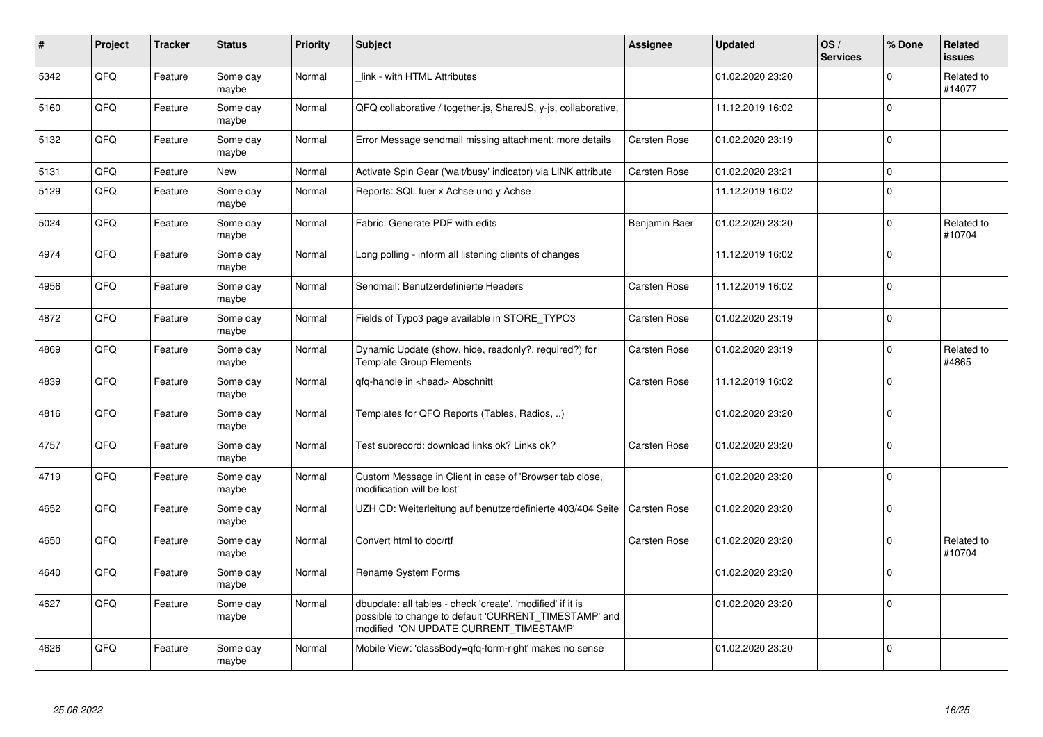| # | Project | Tracker | Status | Priority | Subject | Assignee | Updated | OS / Services | % Done | Related issues |
|---|---|---|---|---|---|---|---|---|---|---|
| 5342 | QFQ | Feature | Some day maybe | Normal | _link - with HTML Attributes | | 01.02.2020 23:20 | | 0 | Related to #14077 |
| 5160 | QFQ | Feature | Some day maybe | Normal | QFQ collaborative / together.js, ShareJS, y-js, collaborative, | | 11.12.2019 16:02 | | 0 | |
| 5132 | QFQ | Feature | Some day maybe | Normal | Error Message sendmail missing attachment: more details | Carsten Rose | 01.02.2020 23:19 | | 0 | |
| 5131 | QFQ | Feature | New | Normal | Activate Spin Gear ('wait/busy' indicator) via LINK attribute | Carsten Rose | 01.02.2020 23:21 | | 0 | |
| 5129 | QFQ | Feature | Some day maybe | Normal | Reports: SQL fuer x Achse und y Achse | | 11.12.2019 16:02 | | 0 | |
| 5024 | QFQ | Feature | Some day maybe | Normal | Fabric: Generate PDF with edits | Benjamin Baer | 01.02.2020 23:20 | | 0 | Related to #10704 |
| 4974 | QFQ | Feature | Some day maybe | Normal | Long polling - inform all listening clients of changes | | 11.12.2019 16:02 | | 0 | |
| 4956 | QFQ | Feature | Some day maybe | Normal | Sendmail: Benutzerdefinierte Headers | Carsten Rose | 11.12.2019 16:02 | | 0 | |
| 4872 | QFQ | Feature | Some day maybe | Normal | Fields of Typo3 page available in STORE_TYPO3 | Carsten Rose | 01.02.2020 23:19 | | 0 | |
| 4869 | QFQ | Feature | Some day maybe | Normal | Dynamic Update (show, hide, readonly?, required?) for Template Group Elements | Carsten Rose | 01.02.2020 23:19 | | 0 | Related to #4865 |
| 4839 | QFQ | Feature | Some day maybe | Normal | qfq-handle in <head> Abschnitt | Carsten Rose | 11.12.2019 16:02 | | 0 | |
| 4816 | QFQ | Feature | Some day maybe | Normal | Templates for QFQ Reports (Tables, Radios, ..) | | 01.02.2020 23:20 | | 0 | |
| 4757 | QFQ | Feature | Some day maybe | Normal | Test subrecord: download links ok? Links ok? | Carsten Rose | 01.02.2020 23:20 | | 0 | |
| 4719 | QFQ | Feature | Some day maybe | Normal | Custom Message in Client in case of 'Browser tab close, modification will be lost' | | 01.02.2020 23:20 | | 0 | |
| 4652 | QFQ | Feature | Some day maybe | Normal | UZH CD: Weiterleitung auf benutzerdefinierte 403/404 Seite | Carsten Rose | 01.02.2020 23:20 | | 0 | |
| 4650 | QFQ | Feature | Some day maybe | Normal | Convert html to doc/rtf | Carsten Rose | 01.02.2020 23:20 | | 0 | Related to #10704 |
| 4640 | QFQ | Feature | Some day maybe | Normal | Rename System Forms | | 01.02.2020 23:20 | | 0 | |
| 4627 | QFQ | Feature | Some day maybe | Normal | dbupdate: all tables - check 'create', 'modified' if it is possible to change to default 'CURRENT_TIMESTAMP' and modified 'ON UPDATE CURRENT_TIMESTAMP' | | 01.02.2020 23:20 | | 0 | |
| 4626 | QFQ | Feature | Some day maybe | Normal | Mobile View: 'classBody=qfq-form-right' makes no sense | | 01.02.2020 23:20 | | 0 | |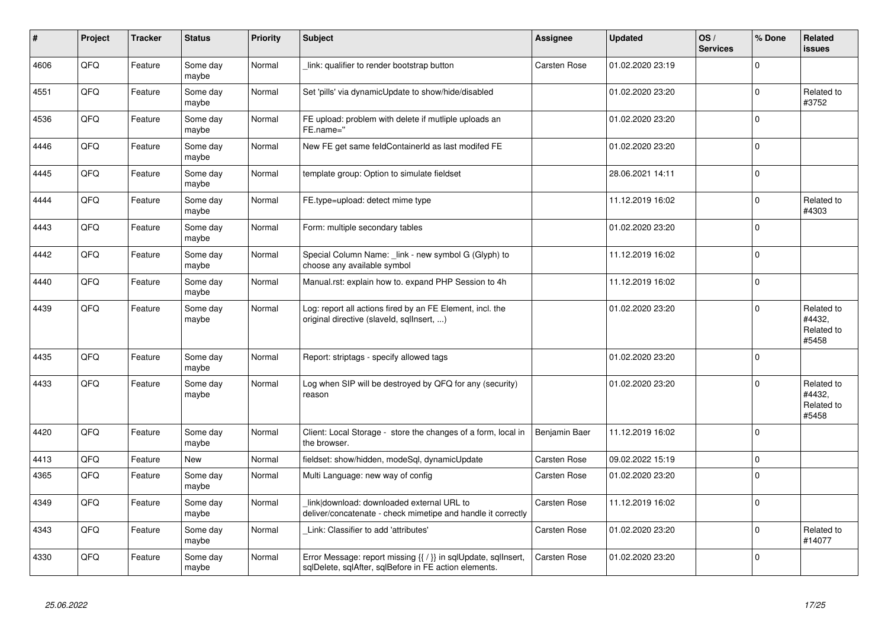| # | Project | Tracker | Status | Priority | Subject | Assignee | Updated | OS / Services | % Done | Related issues |
|---|---|---|---|---|---|---|---|---|---|---|
| 4606 | QFO | Feature | Some day maybe | Normal | _link: qualifier to render bootstrap button | Carsten Rose | 01.02.2020 23:19 | | 0 | |
| 4551 | QFO | Feature | Some day maybe | Normal | Set 'pills' via dynamicUpdate to show/hide/disabled | | 01.02.2020 23:20 | | 0 | Related to #3752 |
| 4536 | QFO | Feature | Some day maybe | Normal | FE upload: problem with delete if mutliple uploads an FE.name=" | | 01.02.2020 23:20 | | 0 | |
| 4446 | QFO | Feature | Some day maybe | Normal | New FE get same feldContainerId as last modifed FE | | 01.02.2020 23:20 | | 0 | |
| 4445 | QFO | Feature | Some day maybe | Normal | template group: Option to simulate fieldset | | 28.06.2021 14:11 | | 0 | |
| 4444 | QFO | Feature | Some day maybe | Normal | FE.type=upload: detect mime type | | 11.12.2019 16:02 | | 0 | Related to #4303 |
| 4443 | QFO | Feature | Some day maybe | Normal | Form: multiple secondary tables | | 01.02.2020 23:20 | | 0 | |
| 4442 | QFO | Feature | Some day maybe | Normal | Special Column Name: _link - new symbol G (Glyph) to choose any available symbol | | 11.12.2019 16:02 | | 0 | |
| 4440 | QFO | Feature | Some day maybe | Normal | Manual.rst: explain how to. expand PHP Session to 4h | | 11.12.2019 16:02 | | 0 | |
| 4439 | QFO | Feature | Some day maybe | Normal | Log: report all actions fired by an FE Element, incl. the original directive (slaveId, sqlInsert, ...) | | 01.02.2020 23:20 | | 0 | Related to #4432, Related to #5458 |
| 4435 | QFO | Feature | Some day maybe | Normal | Report: striptags - specify allowed tags | | 01.02.2020 23:20 | | 0 | |
| 4433 | QFO | Feature | Some day maybe | Normal | Log when SIP will be destroyed by QFQ for any (security) reason | | 01.02.2020 23:20 | | 0 | Related to #4432, Related to #5458 |
| 4420 | QFO | Feature | Some day maybe | Normal | Client: Local Storage - store the changes of a form, local in the browser. | Benjamin Baer | 11.12.2019 16:02 | | 0 | |
| 4413 | QFO | Feature | New | Normal | fieldset: show/hidden, modeSql, dynamicUpdate | Carsten Rose | 09.02.2022 15:19 | | 0 | |
| 4365 | QFO | Feature | Some day maybe | Normal | Multi Language: new way of config | Carsten Rose | 01.02.2020 23:20 | | 0 | |
| 4349 | QFO | Feature | Some day maybe | Normal | link\|download: downloaded external URL to deliver/concatenate - check mimetipe and handle it correctly | Carsten Rose | 11.12.2019 16:02 | | 0 | |
| 4343 | QFO | Feature | Some day maybe | Normal | _Link: Classifier to add 'attributes' | Carsten Rose | 01.02.2020 23:20 | | 0 | Related to #14077 |
| 4330 | QFO | Feature | Some day maybe | Normal | Error Message: report missing {{ / }} in sqlUpdate, sqlInsert, sqlDelete, sqlAfter, sqlBefore in FE action elements. | Carsten Rose | 01.02.2020 23:20 | | 0 | |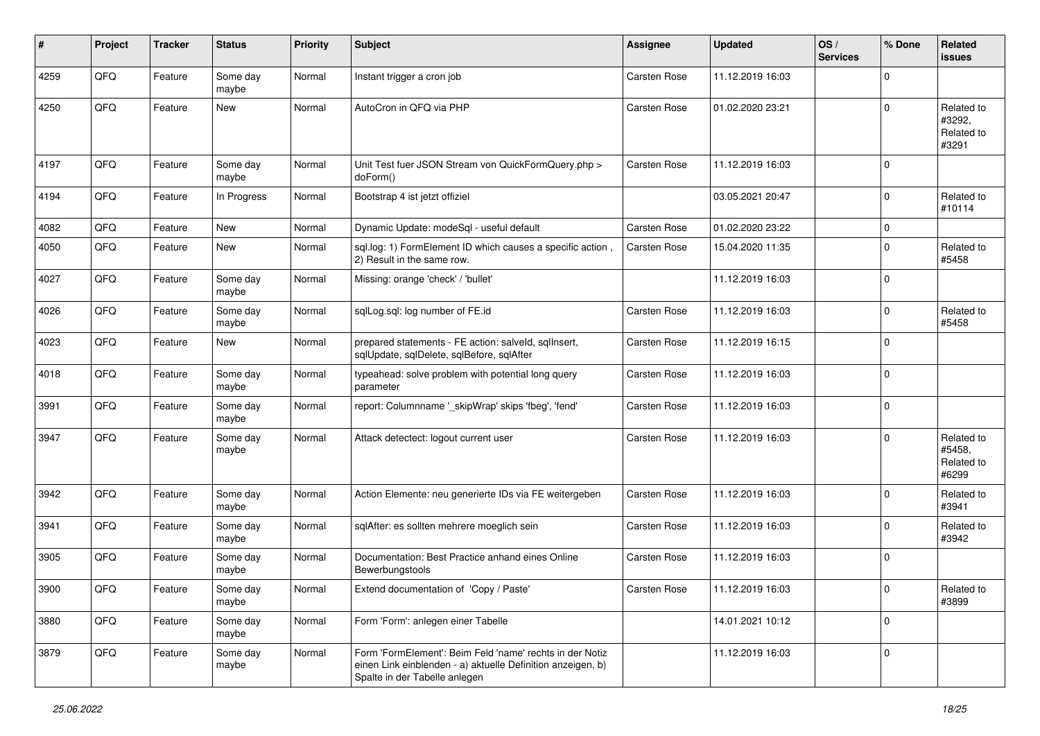| # | Project | Tracker | Status | Priority | Subject | Assignee | Updated | OS / Services | % Done | Related issues |
|---|---|---|---|---|---|---|---|---|---|---|
| 4259 | QFQ | Feature | Some day maybe | Normal | Instant trigger a cron job | Carsten Rose | 11.12.2019 16:03 | | 0 | |
| 4250 | QFQ | Feature | New | Normal | AutoCron in QFQ via PHP | Carsten Rose | 01.02.2020 23:21 | | 0 | Related to #3292, Related to #3291 |
| 4197 | QFQ | Feature | Some day maybe | Normal | Unit Test fuer JSON Stream von QuickFormQuery.php > doForm() | Carsten Rose | 11.12.2019 16:03 | | 0 | |
| 4194 | QFQ | Feature | In Progress | Normal | Bootstrap 4 ist jetzt offiziel | | 03.05.2021 20:47 | | 0 | Related to #10114 |
| 4082 | QFQ | Feature | New | Normal | Dynamic Update: modeSql - useful default | Carsten Rose | 01.02.2020 23:22 | | 0 | |
| 4050 | QFQ | Feature | New | Normal | sql.log: 1) FormElement ID which causes a specific action , 2) Result in the same row. | Carsten Rose | 15.04.2020 11:35 | | 0 | Related to #5458 |
| 4027 | QFQ | Feature | Some day maybe | Normal | Missing: orange 'check' / 'bullet' | | 11.12.2019 16:03 | | 0 | |
| 4026 | QFQ | Feature | Some day maybe | Normal | sqlLog.sql: log number of FE.id | Carsten Rose | 11.12.2019 16:03 | | 0 | Related to #5458 |
| 4023 | QFQ | Feature | New | Normal | prepared statements - FE action: salveld, sqlInsert, sqlUpdate, sqlDelete, sqlBefore, sqlAfter | Carsten Rose | 11.12.2019 16:15 | | 0 | |
| 4018 | QFQ | Feature | Some day maybe | Normal | typeahead: solve problem with potential long query parameter | Carsten Rose | 11.12.2019 16:03 | | 0 | |
| 3991 | QFQ | Feature | Some day maybe | Normal | report: Columnname '_skipWrap' skips 'fbeg', 'fend' | Carsten Rose | 11.12.2019 16:03 | | 0 | |
| 3947 | QFQ | Feature | Some day maybe | Normal | Attack detectect: logout current user | Carsten Rose | 11.12.2019 16:03 | | 0 | Related to #5458, Related to #6299 |
| 3942 | QFQ | Feature | Some day maybe | Normal | Action Elemente: neu generierte IDs via FE weitergeben | Carsten Rose | 11.12.2019 16:03 | | 0 | Related to #3941 |
| 3941 | QFQ | Feature | Some day maybe | Normal | sqlAfter: es sollten mehrere moeglich sein | Carsten Rose | 11.12.2019 16:03 | | 0 | Related to #3942 |
| 3905 | QFQ | Feature | Some day maybe | Normal | Documentation: Best Practice anhand eines Online Bewerbungstools | Carsten Rose | 11.12.2019 16:03 | | 0 | |
| 3900 | QFQ | Feature | Some day maybe | Normal | Extend documentation of 'Copy / Paste' | Carsten Rose | 11.12.2019 16:03 | | 0 | Related to #3899 |
| 3880 | QFQ | Feature | Some day maybe | Normal | Form 'Form': anlegen einer Tabelle | | 14.01.2021 10:12 | | 0 | |
| 3879 | QFQ | Feature | Some day maybe | Normal | Form 'FormElement': Beim Feld 'name' rechts in der Notiz einen Link einblenden - a) aktuelle Definition anzeigen, b) Spalte in der Tabelle anlegen | | 11.12.2019 16:03 | | 0 | |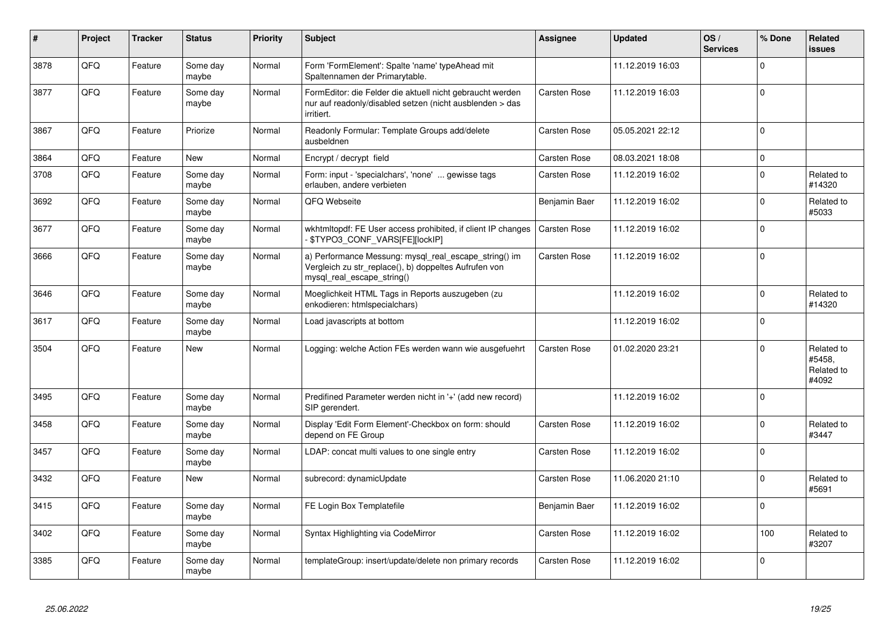| # | Project | Tracker | Status | Priority | Subject | Assignee | Updated | OS / Services | % Done | Related issues |
|---|---|---|---|---|---|---|---|---|---|---|
| 3878 | QFQ | Feature | Some day maybe | Normal | Form 'FormElement': Spalte 'name' typeAhead mit Spaltennamen der Primarytable. | | 11.12.2019 16:03 | | 0 | |
| 3877 | QFQ | Feature | Some day maybe | Normal | FormEditor: die Felder die aktuell nicht gebraucht werden nur auf readonly/disabled setzen (nicht ausblenden > das irritiert. | Carsten Rose | 11.12.2019 16:03 | | 0 | |
| 3867 | QFQ | Feature | Priorize | Normal | Readonly Formular: Template Groups add/delete ausbeldnen | Carsten Rose | 05.05.2021 22:12 | | 0 | |
| 3864 | QFQ | Feature | New | Normal | Encrypt / decrypt field | Carsten Rose | 08.03.2021 18:08 | | 0 | |
| 3708 | QFQ | Feature | Some day maybe | Normal | Form: input - 'specialchars', 'none' ... gewisse tags erlauben, andere verbieten | Carsten Rose | 11.12.2019 16:02 | | 0 | Related to #14320 |
| 3692 | QFQ | Feature | Some day maybe | Normal | QFQ Webseite | Benjamin Baer | 11.12.2019 16:02 | | 0 | Related to #5033 |
| 3677 | QFQ | Feature | Some day maybe | Normal | wkhtmltopdf: FE User access prohibited, if client IP changes - $TYPO3_CONF_VARS[FE][lockIP] | Carsten Rose | 11.12.2019 16:02 | | 0 | |
| 3666 | QFQ | Feature | Some day maybe | Normal | a) Performance Messung: mysql_real_escape_string() im Vergleich zu str_replace(), b) doppeltes Aufrufen von mysql_real_escape_string() | Carsten Rose | 11.12.2019 16:02 | | 0 | |
| 3646 | QFQ | Feature | Some day maybe | Normal | Moeglichkeit HTML Tags in Reports auszugeben (zu enkodieren: htmlspecialchars) | | 11.12.2019 16:02 | | 0 | Related to #14320 |
| 3617 | QFQ | Feature | Some day maybe | Normal | Load javascripts at bottom | | 11.12.2019 16:02 | | 0 | |
| 3504 | QFQ | Feature | New | Normal | Logging: welche Action FEs werden wann wie ausgefuehrt | Carsten Rose | 01.02.2020 23:21 | | 0 | Related to #5458, Related to #4092 |
| 3495 | QFQ | Feature | Some day maybe | Normal | Predifined Parameter werden nicht in '+' (add new record) SIP gerendert. | | 11.12.2019 16:02 | | 0 | |
| 3458 | QFQ | Feature | Some day maybe | Normal | Display 'Edit Form Element'-Checkbox on form: should depend on FE Group | Carsten Rose | 11.12.2019 16:02 | | 0 | Related to #3447 |
| 3457 | QFQ | Feature | Some day maybe | Normal | LDAP: concat multi values to one single entry | Carsten Rose | 11.12.2019 16:02 | | 0 | |
| 3432 | QFQ | Feature | New | Normal | subrecord: dynamicUpdate | Carsten Rose | 11.06.2020 21:10 | | 0 | Related to #5691 |
| 3415 | QFQ | Feature | Some day maybe | Normal | FE Login Box Templatefile | Benjamin Baer | 11.12.2019 16:02 | | 0 | |
| 3402 | QFQ | Feature | Some day maybe | Normal | Syntax Highlighting via CodeMirror | Carsten Rose | 11.12.2019 16:02 | | 100 | Related to #3207 |
| 3385 | QFQ | Feature | Some day maybe | Normal | templateGroup: insert/update/delete non primary records | Carsten Rose | 11.12.2019 16:02 | | 0 | |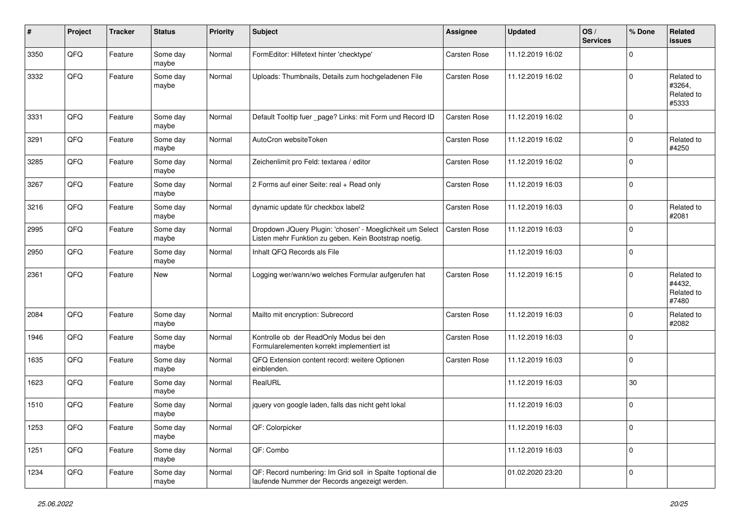| # | Project | Tracker | Status | Priority | Subject | Assignee | Updated | OS / Services | % Done | Related issues |
|---|---|---|---|---|---|---|---|---|---|---|
| 3350 | QFQ | Feature | Some day maybe | Normal | FormEditor: Hilfetext hinter 'checktype' | Carsten Rose | 11.12.2019 16:02 | | 0 | |
| 3332 | QFQ | Feature | Some day maybe | Normal | Uploads: Thumbnails, Details zum hochgeladenen File | Carsten Rose | 11.12.2019 16:02 | | 0 | Related to #3264, Related to #5333 |
| 3331 | QFQ | Feature | Some day maybe | Normal | Default Tooltip fuer _page? Links: mit Form und Record ID | Carsten Rose | 11.12.2019 16:02 | | 0 | |
| 3291 | QFQ | Feature | Some day maybe | Normal | AutoCron websiteToken | Carsten Rose | 11.12.2019 16:02 | | 0 | Related to #4250 |
| 3285 | QFQ | Feature | Some day maybe | Normal | Zeichenlimit pro Feld: textarea / editor | Carsten Rose | 11.12.2019 16:02 | | 0 | |
| 3267 | QFQ | Feature | Some day maybe | Normal | 2 Forms auf einer Seite: real + Read only | Carsten Rose | 11.12.2019 16:03 | | 0 | |
| 3216 | QFQ | Feature | Some day maybe | Normal | dynamic update für checkbox label2 | Carsten Rose | 11.12.2019 16:03 | | 0 | Related to #2081 |
| 2995 | QFQ | Feature | Some day maybe | Normal | Dropdown JQuery Plugin: 'chosen' - Moeglichkeit um Select Listen mehr Funktion zu geben. Kein Bootstrap noetig. | Carsten Rose | 11.12.2019 16:03 | | 0 | |
| 2950 | QFQ | Feature | Some day maybe | Normal | Inhalt QFQ Records als File | | 11.12.2019 16:03 | | 0 | |
| 2361 | QFQ | Feature | New | Normal | Logging wer/wann/wo welches Formular aufgerufen hat | Carsten Rose | 11.12.2019 16:15 | | 0 | Related to #4432, Related to #7480 |
| 2084 | QFQ | Feature | Some day maybe | Normal | Mailto mit encryption: Subrecord | Carsten Rose | 11.12.2019 16:03 | | 0 | Related to #2082 |
| 1946 | QFQ | Feature | Some day maybe | Normal | Kontrolle ob der ReadOnly Modus bei den Formularelementen korrekt implementiert ist | Carsten Rose | 11.12.2019 16:03 | | 0 | |
| 1635 | QFQ | Feature | Some day maybe | Normal | QFQ Extension content record: weitere Optionen einblenden. | Carsten Rose | 11.12.2019 16:03 | | 0 | |
| 1623 | QFQ | Feature | Some day maybe | Normal | RealURL | | 11.12.2019 16:03 | | 30 | |
| 1510 | QFQ | Feature | Some day maybe | Normal | jquery von google laden, falls das nicht geht lokal | | 11.12.2019 16:03 | | 0 | |
| 1253 | QFQ | Feature | Some day maybe | Normal | QF: Colorpicker | | 11.12.2019 16:03 | | 0 | |
| 1251 | QFQ | Feature | Some day maybe | Normal | QF: Combo | | 11.12.2019 16:03 | | 0 | |
| 1234 | QFQ | Feature | Some day maybe | Normal | QF: Record numbering: Im Grid soll in Spalte 1optional die laufende Nummer der Records angezeigt werden. | | 01.02.2020 23:20 | | 0 | |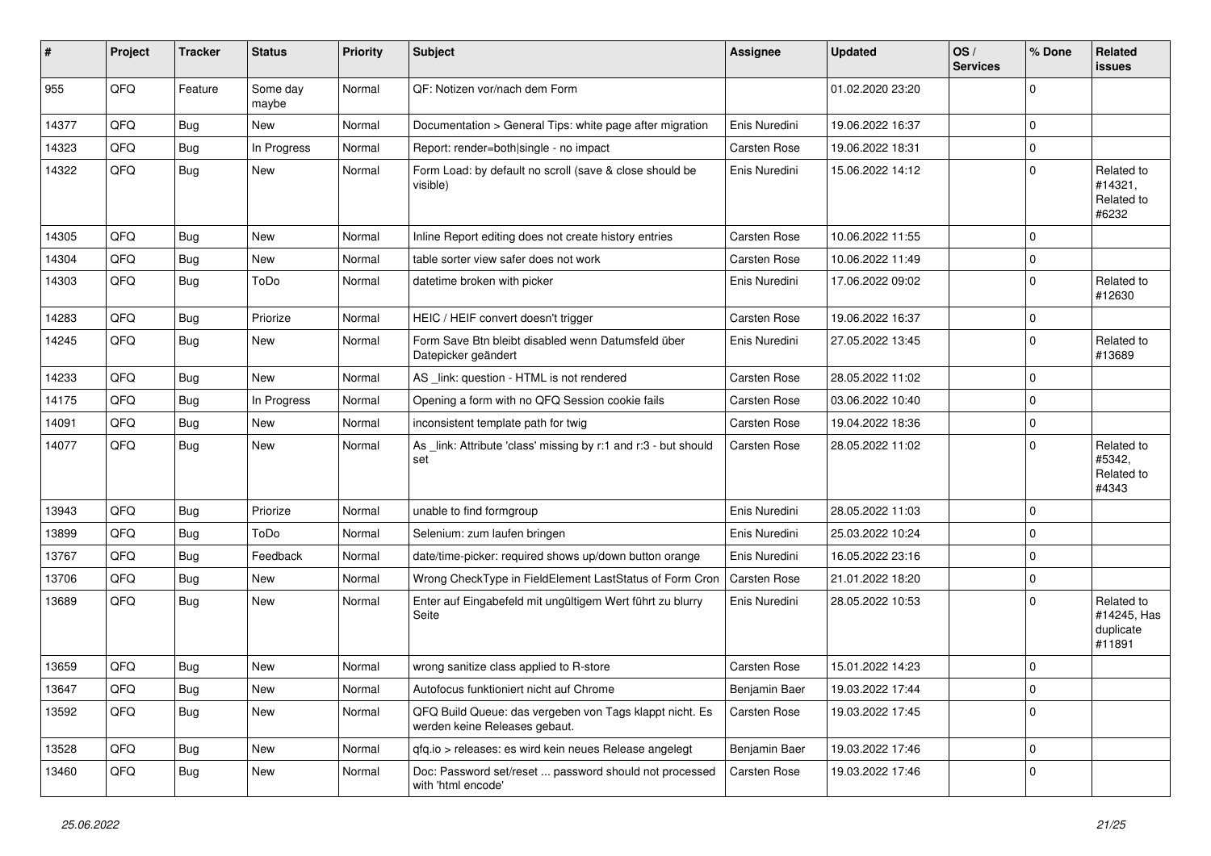| # | Project | Tracker | Status | Priority | Subject | Assignee | Updated | OS / Services | % Done | Related issues |
|---|---|---|---|---|---|---|---|---|---|---|
| 955 | QFQ | Feature | Some day maybe | Normal | QF: Notizen vor/nach dem Form | | 01.02.2020 23:20 | | 0 | |
| 14377 | QFQ | Bug | New | Normal | Documentation > General Tips: white page after migration | Enis Nuredini | 19.06.2022 16:37 | | 0 | |
| 14323 | QFQ | Bug | In Progress | Normal | Report: render=both\|single - no impact | Carsten Rose | 19.06.2022 18:31 | | 0 | |
| 14322 | QFQ | Bug | New | Normal | Form Load: by default no scroll (save & close should be visible) | Enis Nuredini | 15.06.2022 14:12 | | 0 | Related to #14321, Related to #6232 |
| 14305 | QFQ | Bug | New | Normal | Inline Report editing does not create history entries | Carsten Rose | 10.06.2022 11:55 | | 0 | |
| 14304 | QFQ | Bug | New | Normal | table sorter view safer does not work | Carsten Rose | 10.06.2022 11:49 | | 0 | |
| 14303 | QFQ | Bug | ToDo | Normal | datetime broken with picker | Enis Nuredini | 17.06.2022 09:02 | | 0 | Related to #12630 |
| 14283 | QFQ | Bug | Priorize | Normal | HEIC / HEIF convert doesn't trigger | Carsten Rose | 19.06.2022 16:37 | | 0 | |
| 14245 | QFQ | Bug | New | Normal | Form Save Btn bleibt disabled wenn Datumsfeld über Datepicker geändert | Enis Nuredini | 27.05.2022 13:45 | | 0 | Related to #13689 |
| 14233 | QFQ | Bug | New | Normal | AS _link: question - HTML is not rendered | Carsten Rose | 28.05.2022 11:02 | | 0 | |
| 14175 | QFQ | Bug | In Progress | Normal | Opening a form with no QFQ Session cookie fails | Carsten Rose | 03.06.2022 10:40 | | 0 | |
| 14091 | QFQ | Bug | New | Normal | inconsistent template path for twig | Carsten Rose | 19.04.2022 18:36 | | 0 | |
| 14077 | QFQ | Bug | New | Normal | As _link: Attribute 'class' missing by r:1 and r:3 - but should set | Carsten Rose | 28.05.2022 11:02 | | 0 | Related to #5342, Related to #4343 |
| 13943 | QFQ | Bug | Priorize | Normal | unable to find formgroup | Enis Nuredini | 28.05.2022 11:03 | | 0 | |
| 13899 | QFQ | Bug | ToDo | Normal | Selenium: zum laufen bringen | Enis Nuredini | 25.03.2022 10:24 | | 0 | |
| 13767 | QFQ | Bug | Feedback | Normal | date/time-picker: required shows up/down button orange | Enis Nuredini | 16.05.2022 23:16 | | 0 | |
| 13706 | QFQ | Bug | New | Normal | Wrong CheckType in FieldElement LastStatus of Form Cron | Carsten Rose | 21.01.2022 18:20 | | 0 | |
| 13689 | QFQ | Bug | New | Normal | Enter auf Eingabefeld mit ungültigem Wert führt zu blurry Seite | Enis Nuredini | 28.05.2022 10:53 | | 0 | Related to #14245, Has duplicate #11891 |
| 13659 | QFQ | Bug | New | Normal | wrong sanitize class applied to R-store | Carsten Rose | 15.01.2022 14:23 | | 0 | |
| 13647 | QFQ | Bug | New | Normal | Autofocus funktioniert nicht auf Chrome | Benjamin Baer | 19.03.2022 17:44 | | 0 | |
| 13592 | QFQ | Bug | New | Normal | QFQ Build Queue: das vergeben von Tags klappt nicht. Es werden keine Releases gebaut. | Carsten Rose | 19.03.2022 17:45 | | 0 | |
| 13528 | QFQ | Bug | New | Normal | qfq.io > releases: es wird kein neues Release angelegt | Benjamin Baer | 19.03.2022 17:46 | | 0 | |
| 13460 | QFQ | Bug | New | Normal | Doc: Password set/reset ... password should not processed with 'html encode' | Carsten Rose | 19.03.2022 17:46 | | 0 | |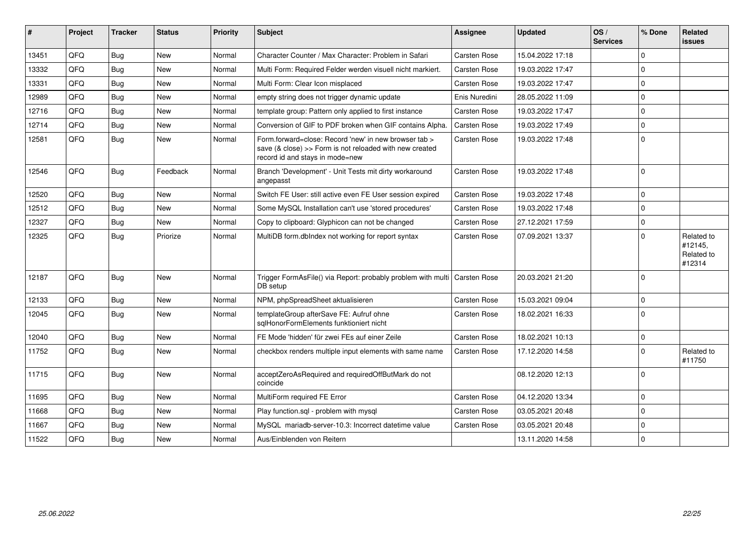| # | Project | Tracker | Status | Priority | Subject | Assignee | Updated | OS / Services | % Done | Related issues |
|---|---|---|---|---|---|---|---|---|---|---|
| 13451 | QFQ | Bug | New | Normal | Character Counter / Max Character: Problem in Safari | Carsten Rose | 15.04.2022 17:18 | | 0 | |
| 13332 | QFQ | Bug | New | Normal | Multi Form: Required Felder werden visuell nicht markiert. | Carsten Rose | 19.03.2022 17:47 | | 0 | |
| 13331 | QFQ | Bug | New | Normal | Multi Form: Clear Icon misplaced | Carsten Rose | 19.03.2022 17:47 | | 0 | |
| 12989 | QFQ | Bug | New | Normal | empty string does not trigger dynamic update | Enis Nuredini | 28.05.2022 11:09 | | 0 | |
| 12716 | QFQ | Bug | New | Normal | template group: Pattern only applied to first instance | Carsten Rose | 19.03.2022 17:47 | | 0 | |
| 12714 | QFQ | Bug | New | Normal | Conversion of GIF to PDF broken when GIF contains Alpha. | Carsten Rose | 19.03.2022 17:49 | | 0 | |
| 12581 | QFQ | Bug | New | Normal | Form.forward=close: Record 'new' in new browser tab > save (& close) >> Form is not reloaded with new created record id and stays in mode=new | Carsten Rose | 19.03.2022 17:48 | | 0 | |
| 12546 | QFQ | Bug | Feedback | Normal | Branch 'Development' - Unit Tests mit dirty workaround angepasst | Carsten Rose | 19.03.2022 17:48 | | 0 | |
| 12520 | QFQ | Bug | New | Normal | Switch FE User: still active even FE User session expired | Carsten Rose | 19.03.2022 17:48 | | 0 | |
| 12512 | QFQ | Bug | New | Normal | Some MySQL Installation can't use 'stored procedures' | Carsten Rose | 19.03.2022 17:48 | | 0 | |
| 12327 | QFQ | Bug | New | Normal | Copy to clipboard: Glyphicon can not be changed | Carsten Rose | 27.12.2021 17:59 | | 0 | |
| 12325 | QFQ | Bug | Priorize | Normal | MultiDB form.dbIndex not working for report syntax | Carsten Rose | 07.09.2021 13:37 | | 0 | Related to #12145, Related to #12314 |
| 12187 | QFQ | Bug | New | Normal | Trigger FormAsFile() via Report: probably problem with multi DB setup | Carsten Rose | 20.03.2021 21:20 | | 0 | |
| 12133 | QFQ | Bug | New | Normal | NPM, phpSpreadSheet aktualisieren | Carsten Rose | 15.03.2021 09:04 | | 0 | |
| 12045 | QFQ | Bug | New | Normal | templateGroup afterSave FE: Aufruf ohne sqlHonorFormElements funktioniert nicht | Carsten Rose | 18.02.2021 16:33 | | 0 | |
| 12040 | QFQ | Bug | New | Normal | FE Mode 'hidden' für zwei FEs auf einer Zeile | Carsten Rose | 18.02.2021 10:13 | | 0 | |
| 11752 | QFQ | Bug | New | Normal | checkbox renders multiple input elements with same name | Carsten Rose | 17.12.2020 14:58 | | 0 | Related to #11750 |
| 11715 | QFQ | Bug | New | Normal | acceptZeroAsRequired and requiredOffButMark do not coincide | | 08.12.2020 12:13 | | 0 | |
| 11695 | QFQ | Bug | New | Normal | MultiForm required FE Error | Carsten Rose | 04.12.2020 13:34 | | 0 | |
| 11668 | QFQ | Bug | New | Normal | Play function.sql - problem with mysql | Carsten Rose | 03.05.2021 20:48 | | 0 | |
| 11667 | QFQ | Bug | New | Normal | MySQL mariadb-server-10.3: Incorrect datetime value | Carsten Rose | 03.05.2021 20:48 | | 0 | |
| 11522 | QFQ | Bug | New | Normal | Aus/Einblenden von Reitern | | 13.11.2020 14:58 | | 0 | |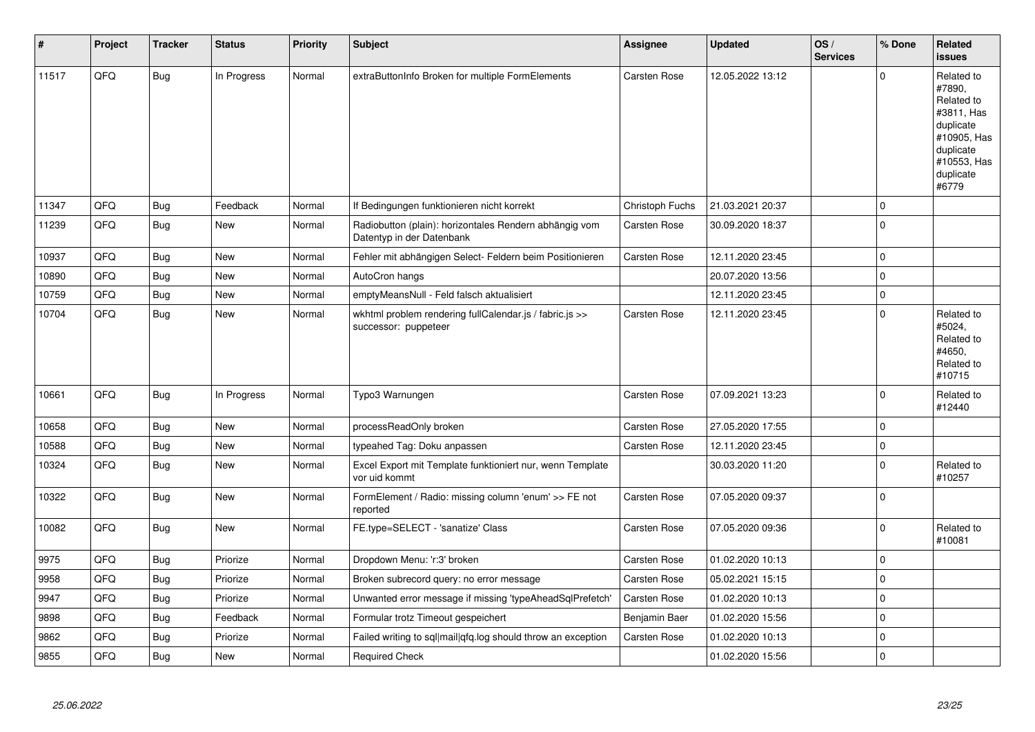| # | Project | Tracker | Status | Priority | Subject | Assignee | Updated | OS / Services | % Done | Related issues |
|---|---|---|---|---|---|---|---|---|---|---|
| 11517 | QFQ | Bug | In Progress | Normal | extraButtonInfo Broken for multiple FormElements | Carsten Rose | 12.05.2022 13:12 | | 0 | Related to #7890, Related to #3811, Has duplicate #10905, Has duplicate #10553, Has duplicate #6779 |
| 11347 | QFQ | Bug | Feedback | Normal | If Bedingungen funktionieren nicht korrekt | Christoph Fuchs | 21.03.2021 20:37 | | 0 | |
| 11239 | QFQ | Bug | New | Normal | Radiobutton (plain): horizontales Rendern abhängig vom Datentyp in der Datenbank | Carsten Rose | 30.09.2020 18:37 | | 0 | |
| 10937 | QFQ | Bug | New | Normal | Fehler mit abhängigen Select- Feldern beim Positionieren | Carsten Rose | 12.11.2020 23:45 | | 0 | |
| 10890 | QFQ | Bug | New | Normal | AutoCron hangs | | 20.07.2020 13:56 | | 0 | |
| 10759 | QFQ | Bug | New | Normal | emptyMeansNull - Feld falsch aktualisiert | | 12.11.2020 23:45 | | 0 | |
| 10704 | QFQ | Bug | New | Normal | wkhtml problem rendering fullCalendar.js / fabric.js >> successor: puppeteer | Carsten Rose | 12.11.2020 23:45 | | 0 | Related to #5024, Related to #4650, Related to #10715 |
| 10661 | QFQ | Bug | In Progress | Normal | Typo3 Warnungen | Carsten Rose | 07.09.2021 13:23 | | 0 | Related to #12440 |
| 10658 | QFQ | Bug | New | Normal | processReadOnly broken | Carsten Rose | 27.05.2020 17:55 | | 0 | |
| 10588 | QFQ | Bug | New | Normal | typeahed Tag: Doku anpassen | Carsten Rose | 12.11.2020 23:45 | | 0 | |
| 10324 | QFQ | Bug | New | Normal | Excel Export mit Template funktioniert nur, wenn Template vor uid kommt | | 30.03.2020 11:20 | | 0 | Related to #10257 |
| 10322 | QFQ | Bug | New | Normal | FormElement / Radio: missing column 'enum' >> FE not reported | Carsten Rose | 07.05.2020 09:37 | | 0 | |
| 10082 | QFQ | Bug | New | Normal | FE.type=SELECT - 'sanatize' Class | Carsten Rose | 07.05.2020 09:36 | | 0 | Related to #10081 |
| 9975 | QFQ | Bug | Priorize | Normal | Dropdown Menu: 'r:3' broken | Carsten Rose | 01.02.2020 10:13 | | 0 | |
| 9958 | QFQ | Bug | Priorize | Normal | Broken subrecord query: no error message | Carsten Rose | 05.02.2021 15:15 | | 0 | |
| 9947 | QFQ | Bug | Priorize | Normal | Unwanted error message if missing 'typeAheadSqlPrefetch' | Carsten Rose | 01.02.2020 10:13 | | 0 | |
| 9898 | QFQ | Bug | Feedback | Normal | Formular trotz Timeout gespeichert | Benjamin Baer | 01.02.2020 15:56 | | 0 | |
| 9862 | QFQ | Bug | Priorize | Normal | Failed writing to sql\|mail\|qfq.log should throw an exception | Carsten Rose | 01.02.2020 10:13 | | 0 | |
| 9855 | QFQ | Bug | New | Normal | Required Check | | 01.02.2020 15:56 | | 0 | |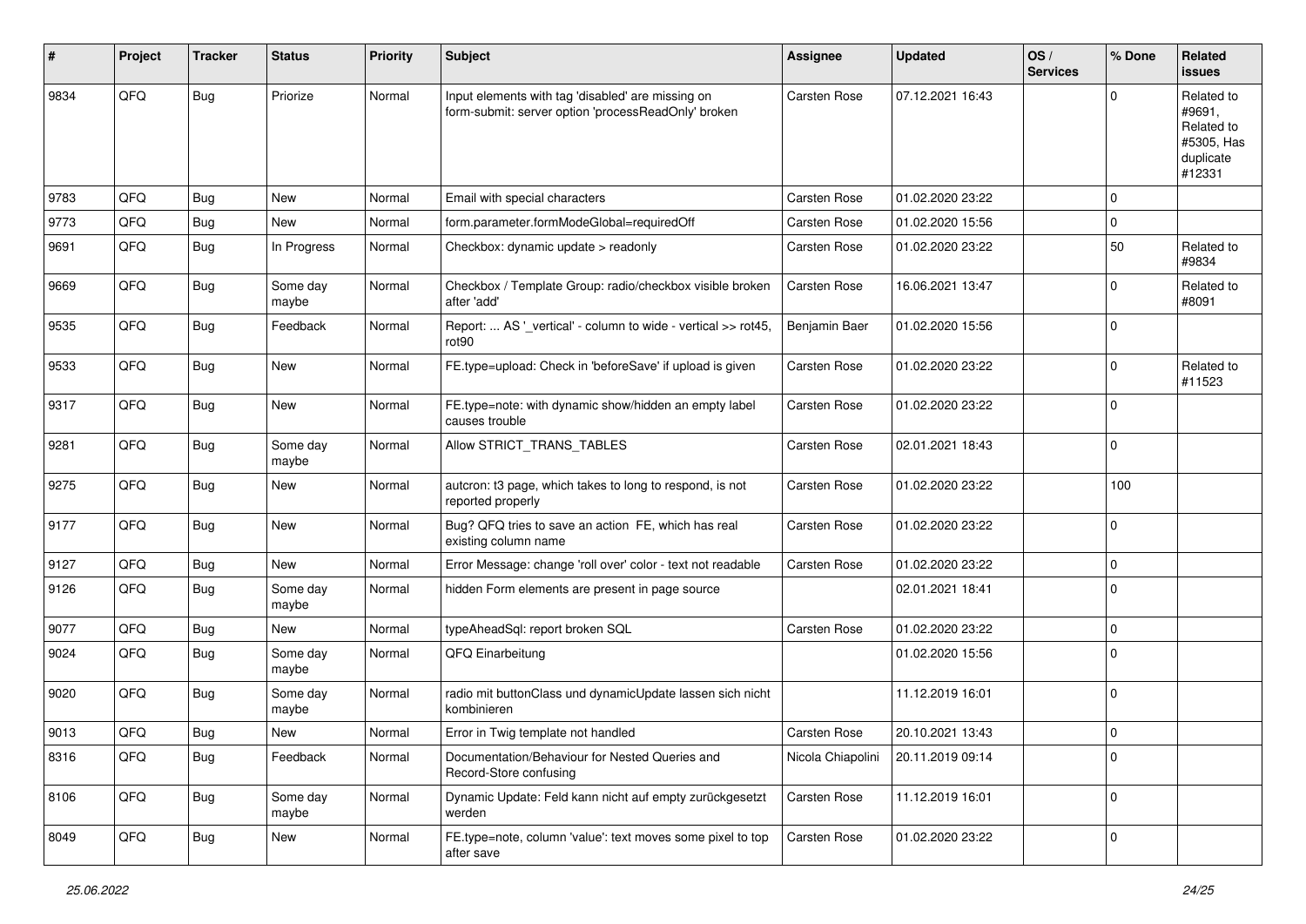| # | Project | Tracker | Status | Priority | Subject | Assignee | Updated | OS / Services | % Done | Related issues |
|---|---|---|---|---|---|---|---|---|---|---|
| 9834 | QFQ | Bug | Priorize | Normal | Input elements with tag 'disabled' are missing on form-submit: server option 'processReadOnly' broken | Carsten Rose | 07.12.2021 16:43 | | 0 | Related to #9691, Related to #5305, Has duplicate #12331 |
| 9783 | QFQ | Bug | New | Normal | Email with special characters | Carsten Rose | 01.02.2020 23:22 | | 0 | |
| 9773 | QFQ | Bug | New | Normal | form.parameter.formModeGlobal=requiredOff | Carsten Rose | 01.02.2020 15:56 | | 0 | |
| 9691 | QFQ | Bug | In Progress | Normal | Checkbox: dynamic update > readonly | Carsten Rose | 01.02.2020 23:22 | | 50 | Related to #9834 |
| 9669 | QFQ | Bug | Some day maybe | Normal | Checkbox / Template Group: radio/checkbox visible broken after 'add' | Carsten Rose | 16.06.2021 13:47 | | 0 | Related to #8091 |
| 9535 | QFQ | Bug | Feedback | Normal | Report: ... AS '_vertical' - column to wide - vertical >> rot45, rot90 | Benjamin Baer | 01.02.2020 15:56 | | 0 | |
| 9533 | QFQ | Bug | New | Normal | FE.type=upload: Check in 'beforeSave' if upload is given | Carsten Rose | 01.02.2020 23:22 | | 0 | Related to #11523 |
| 9317 | QFQ | Bug | New | Normal | FE.type=note: with dynamic show/hidden an empty label causes trouble | Carsten Rose | 01.02.2020 23:22 | | 0 | |
| 9281 | QFQ | Bug | Some day maybe | Normal | Allow STRICT_TRANS_TABLES | Carsten Rose | 02.01.2021 18:43 | | 0 | |
| 9275 | QFQ | Bug | New | Normal | autcron: t3 page, which takes to long to respond, is not reported properly | Carsten Rose | 01.02.2020 23:22 | | 100 | |
| 9177 | QFQ | Bug | New | Normal | Bug? QFQ tries to save an action FE, which has real existing column name | Carsten Rose | 01.02.2020 23:22 | | 0 | |
| 9127 | QFQ | Bug | New | Normal | Error Message: change 'roll over' color - text not readable | Carsten Rose | 01.02.2020 23:22 | | 0 | |
| 9126 | QFQ | Bug | Some day maybe | Normal | hidden Form elements are present in page source | | 02.01.2021 18:41 | | 0 | |
| 9077 | QFQ | Bug | New | Normal | typeAheadSql: report broken SQL | Carsten Rose | 01.02.2020 23:22 | | 0 | |
| 9024 | QFQ | Bug | Some day maybe | Normal | QFQ Einarbeitung | | 01.02.2020 15:56 | | 0 | |
| 9020 | QFQ | Bug | Some day maybe | Normal | radio mit buttonClass und dynamicUpdate lassen sich nicht kombinieren | | 11.12.2019 16:01 | | 0 | |
| 9013 | QFQ | Bug | New | Normal | Error in Twig template not handled | Carsten Rose | 20.10.2021 13:43 | | 0 | |
| 8316 | QFQ | Bug | Feedback | Normal | Documentation/Behaviour for Nested Queries and Record-Store confusing | Nicola Chiapolini | 20.11.2019 09:14 | | 0 | |
| 8106 | QFQ | Bug | Some day maybe | Normal | Dynamic Update: Feld kann nicht auf empty zurückgesetzt werden | Carsten Rose | 11.12.2019 16:01 | | 0 | |
| 8049 | QFQ | Bug | New | Normal | FE.type=note, column 'value': text moves some pixel to top after save | Carsten Rose | 01.02.2020 23:22 | | 0 | |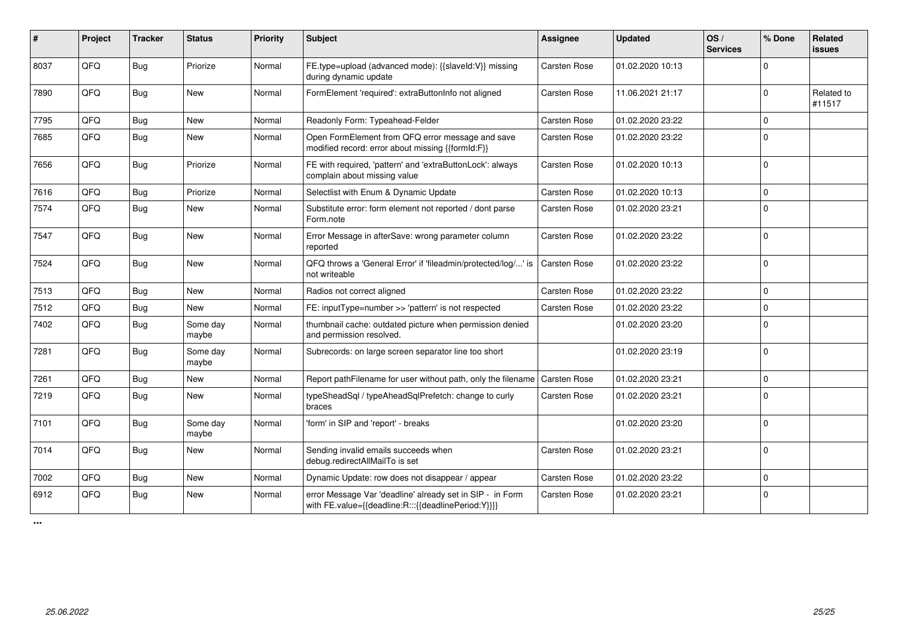| # | Project | Tracker | Status | Priority | Subject | Assignee | Updated | OS / Services | % Done | Related issues |
|---|---|---|---|---|---|---|---|---|---|---|
| 8037 | QFQ | Bug | Priorize | Normal | FE.type=upload (advanced mode): {{slaveId:V}} missing during dynamic update | Carsten Rose | 01.02.2020 10:13 | | 0 | |
| 7890 | QFQ | Bug | New | Normal | FormElement 'required': extraButtonInfo not aligned | Carsten Rose | 11.06.2021 21:17 | | 0 | Related to #11517 |
| 7795 | QFQ | Bug | New | Normal | Readonly Form: Typeahead-Felder | Carsten Rose | 01.02.2020 23:22 | | 0 | |
| 7685 | QFQ | Bug | New | Normal | Open FormElement from QFQ error message and save modified record: error about missing {{formId:F}} | Carsten Rose | 01.02.2020 23:22 | | 0 | |
| 7656 | QFQ | Bug | Priorize | Normal | FE with required, 'pattern' and 'extraButtonLock': always complain about missing value | Carsten Rose | 01.02.2020 10:13 | | 0 | |
| 7616 | QFQ | Bug | Priorize | Normal | Selectlist with Enum & Dynamic Update | Carsten Rose | 01.02.2020 10:13 | | 0 | |
| 7574 | QFQ | Bug | New | Normal | Substitute error: form element not reported / dont parse Form.note | Carsten Rose | 01.02.2020 23:21 | | 0 | |
| 7547 | QFQ | Bug | New | Normal | Error Message in afterSave: wrong parameter column reported | Carsten Rose | 01.02.2020 23:22 | | 0 | |
| 7524 | QFQ | Bug | New | Normal | QFQ throws a 'General Error' if 'fileadmin/protected/log/...' is not writeable | Carsten Rose | 01.02.2020 23:22 | | 0 | |
| 7513 | QFQ | Bug | New | Normal | Radios not correct aligned | Carsten Rose | 01.02.2020 23:22 | | 0 | |
| 7512 | QFQ | Bug | New | Normal | FE: inputType=number >> 'pattern' is not respected | Carsten Rose | 01.02.2020 23:22 | | 0 | |
| 7402 | QFQ | Bug | Some day maybe | Normal | thumbnail cache: outdated picture when permission denied and permission resolved. | | 01.02.2020 23:20 | | 0 | |
| 7281 | QFQ | Bug | Some day maybe | Normal | Subrecords: on large screen separator line too short | | 01.02.2020 23:19 | | 0 | |
| 7261 | QFQ | Bug | New | Normal | Report pathFilename for user without path, only the filename | Carsten Rose | 01.02.2020 23:21 | | 0 | |
| 7219 | QFQ | Bug | New | Normal | typeSheadSql / typeAheadSqlPrefetch: change to curly braces | Carsten Rose | 01.02.2020 23:21 | | 0 | |
| 7101 | QFQ | Bug | Some day maybe | Normal | 'form' in SIP and 'report' - breaks | | 01.02.2020 23:20 | | 0 | |
| 7014 | QFQ | Bug | New | Normal | Sending invalid emails succeeds when debug.redirectAllMailTo is set | Carsten Rose | 01.02.2020 23:21 | | 0 | |
| 7002 | QFQ | Bug | New | Normal | Dynamic Update: row does not disappear / appear | Carsten Rose | 01.02.2020 23:22 | | 0 | |
| 6912 | QFQ | Bug | New | Normal | error Message Var 'deadline' already set in SIP - in Form with FE.value={{deadline:R:::{{deadlinePeriod:Y}}}} | Carsten Rose | 01.02.2020 23:21 | | 0 | |

...